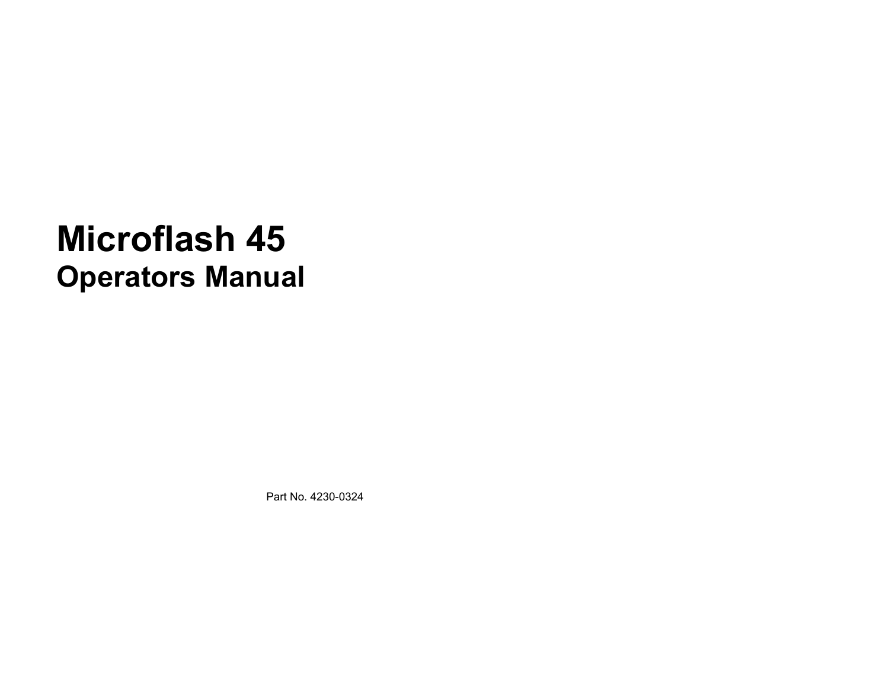# Microflash 45

## Operators Manual

Part No. 4230-0324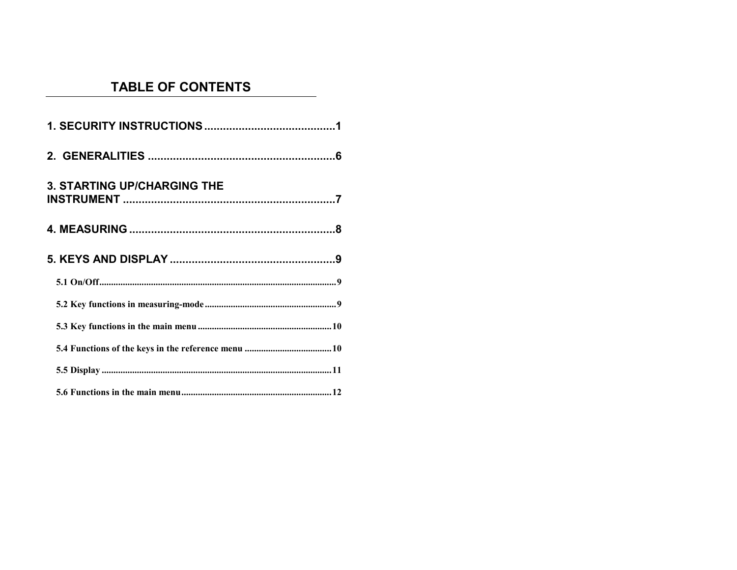# TABLE OF CONTENTS

**1. SECURITY INSTRUCTIONS .........................................1**

**2. GENERALITIES ..........................................................6**

**3. STARTING UP/CHARGING THE INSTRUMENT ...................................................................7**

**4. MEASURING .................................................................8**

**5. KEYS AND DISPLAY ....................................................9**

- **5.1 On/Off.....................................................................................................9**
- **5.2 Key functions in measuring-mode........................................................9**
- **5.3 Key functions in the main menu .........................................................10**
- **5.4 Functions of the keys in the reference menu .....................................10**
- **5.5 Display .................................................................................................11**
- **5.6 Functions in the main menu................................................................12**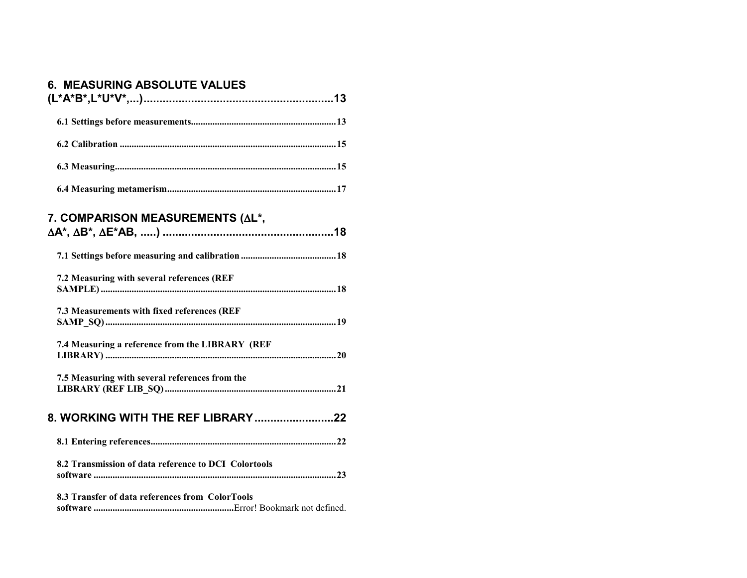6. MEASURING ABSOLUTE VALUES (L*A*B*,L*U*V*,...) ............................................................ 13

6.1 Settings before measurements ............................................................ 13

6.2 Calibration ............................................................ 15

6.3 Measuring ............................................................ 15

6.4 Measuring metamerism ............................................................ 17

7. COMPARISON MEASUREMENTS (ΔL*, ΔA*, ΔB*, ΔE*AB, .....) ............................................................ 18

7.1 Settings before measuring and calibration ............................................................ 18

7.2 Measuring with several references (REF SAMPLE) ............................................................ 18

7.3 Measurements with fixed references (REF SAMP_SQ) ............................................................ 19

7.4 Measuring a reference from the LIBRARY (REF LIBRARY) ............................................................ 20

7.5 Measuring with several references from the LIBRARY (REF LIB_SQ) ............................................................ 21

8. WORKING WITH THE REF LIBRARY ............................................................ 22

8.1 Entering references ............................................................ 22

8.2 Transmission of data reference to DCI Colortools software ............................................................ 23

8.3 Transfer of data references from ColorTools software ............................................................ Error! Bookmark not defined.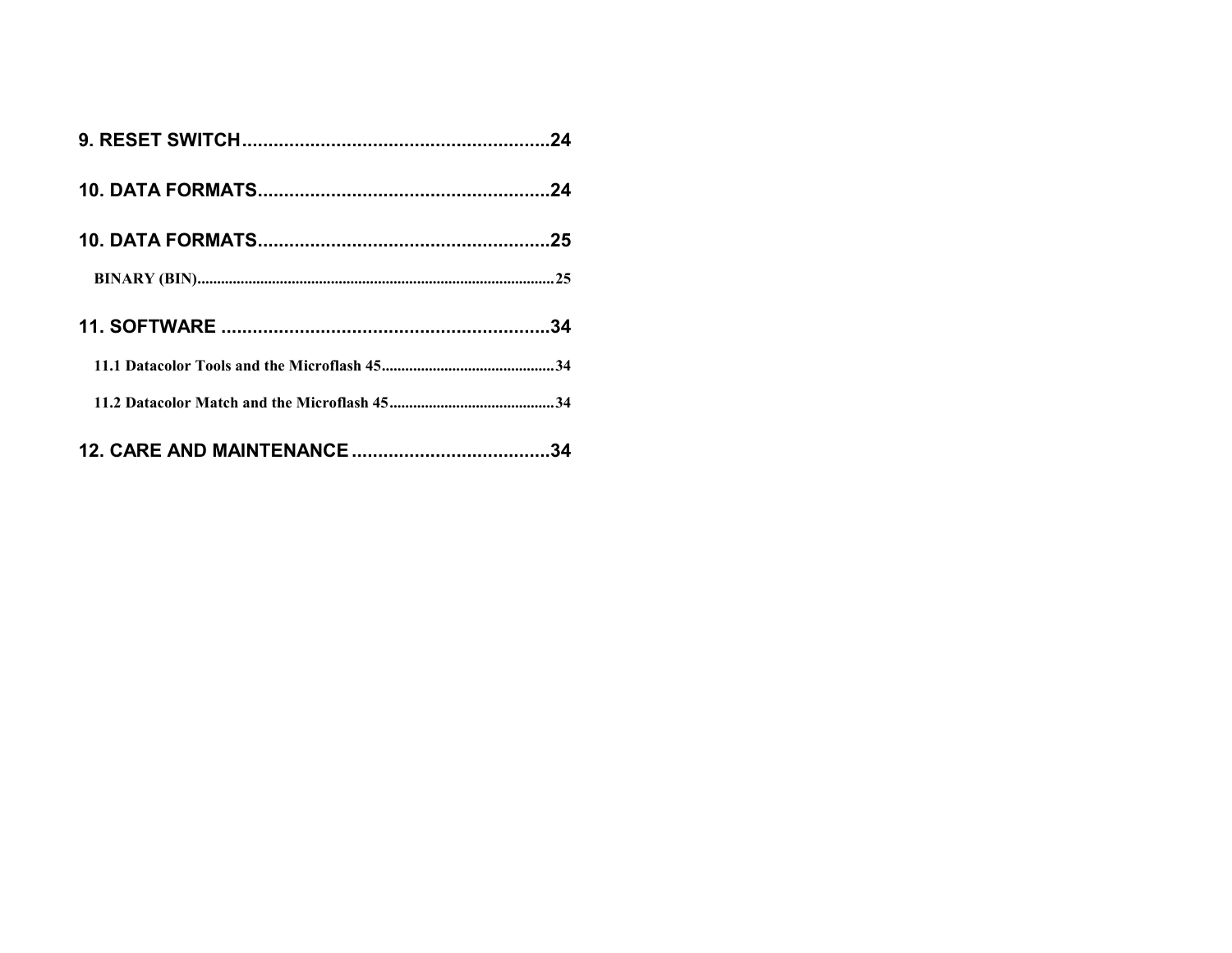**9. RESET SWITCH..........................................................24**

**10. DATA FORMATS........................................................24**

**10. DATA FORMATS........................................................25**

**BINARY (BIN)..........................................................................................25**

**11. SOFTWARE ..............................................................34**

**11.1 Datacolor Tools and the Microflash 45............................................34**

**11.2 Datacolor Match and the Microflash 45..........................................34**

**12. CARE AND MAINTENANCE ......................................34**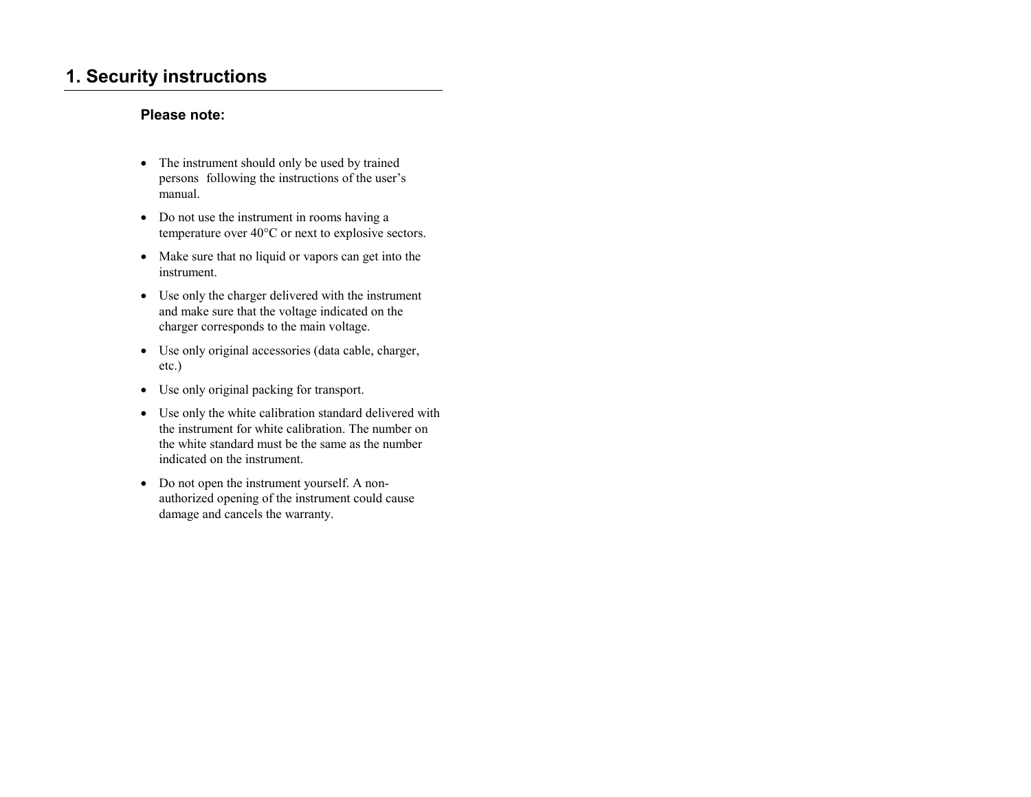# 1. Security instructions

**Please note:**

- The instrument should only be used by trained persons following the instructions of the user's manual.
- Do not use the instrument in rooms having a temperature over 40°C or next to explosive sectors.
- Make sure that no liquid or vapors can get into the instrument.
- Use only the charger delivered with the instrument and make sure that the voltage indicated on the charger corresponds to the main voltage.
- Use only original accessories (data cable, charger, etc.)
- Use only original packing for transport.
- Use only the white calibration standard delivered with the instrument for white calibration. The number on the white standard must be the same as the number indicated on the instrument.
- Do not open the instrument yourself. A non-authorized opening of the instrument could cause damage and cancels the warranty.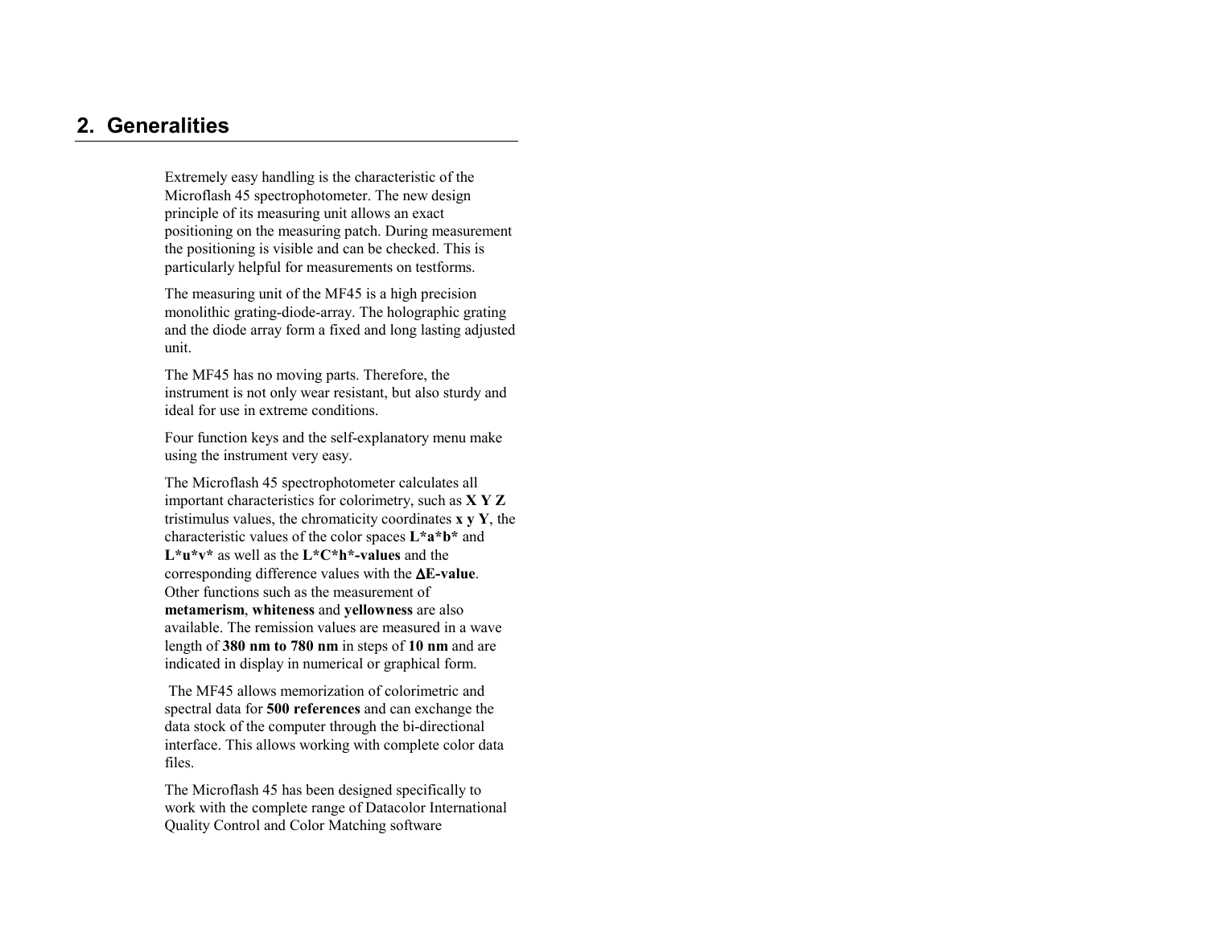## 2. Generalities

Extremely easy handling is the characteristic of the Microflash 45 spectrophotometer. The new design principle of its measuring unit allows an exact positioning on the measuring patch. During measurement the positioning is visible and can be checked. This is particularly helpful for measurements on testforms.

The measuring unit of the MF45 is a high precision monolithic grating-diode-array. The holographic grating and the diode array form a fixed and long lasting adjusted unit.

The MF45 has no moving parts. Therefore, the instrument is not only wear resistant, but also sturdy and ideal for use in extreme conditions.

Four function keys and the self-explanatory menu make using the instrument very easy.

The Microflash 45 spectrophotometer calculates all important characteristics for colorimetry, such as **X Y Z** tristimulus values, the chromaticity coordinates **x y Y**, the characteristic values of the color spaces **L*a*b*** and **L*u*v*** as well as the **L*C*h*-values** and the corresponding difference values with the **ΔE-value**. Other functions such as the measurement of **metamerism**, **whiteness** and **yellowness** are also available. The remission values are measured in a wave length of **380 nm to 780 nm** in steps of **10 nm** and are indicated in display in numerical or graphical form.

The MF45 allows memorization of colorimetric and spectral data for **500 references** and can exchange the data stock of the computer through the bi-directional interface. This allows working with complete color data files.

The Microflash 45 has been designed specifically to work with the complete range of Datacolor International Quality Control and Color Matching software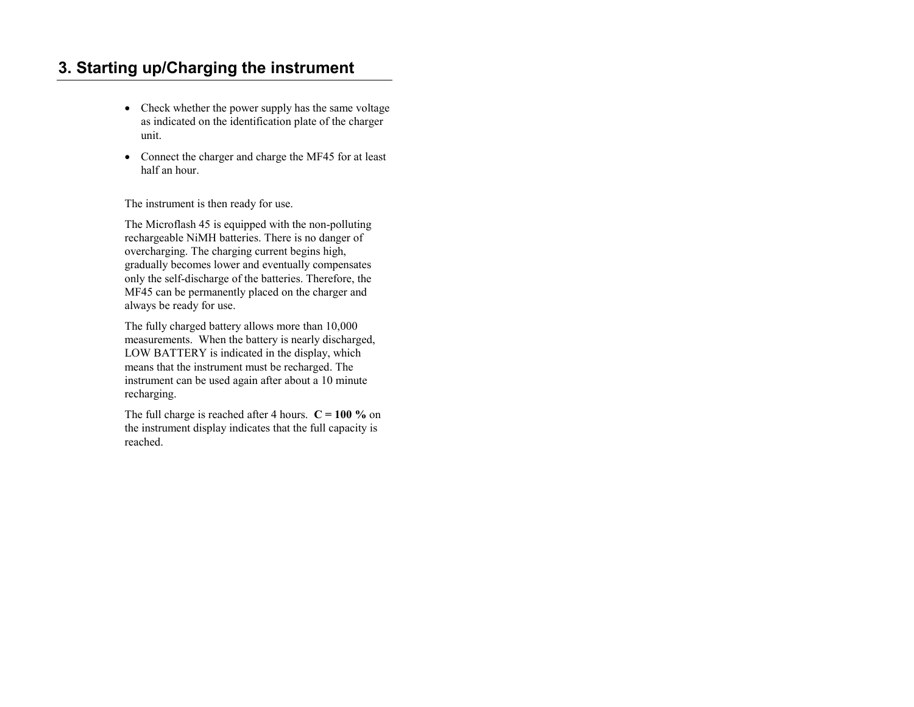# 3. Starting up/Charging the instrument

- Check whether the power supply has the same voltage as indicated on the identification plate of the charger unit.
- Connect the charger and charge the MF45 for at least half an hour.

The instrument is then ready for use.

The Microflash 45 is equipped with the non-polluting rechargeable NiMH batteries. There is no danger of overcharging. The charging current begins high, gradually becomes lower and eventually compensates only the self-discharge of the batteries. Therefore, the MF45 can be permanently placed on the charger and always be ready for use.

The fully charged battery allows more than 10,000 measurements. When the battery is nearly discharged, LOW BATTERY is indicated in the display, which means that the instrument must be recharged. The instrument can be used again after about a 10 minute recharging.

The full charge is reached after 4 hours. **C = 100 %** on the instrument display indicates that the full capacity is reached.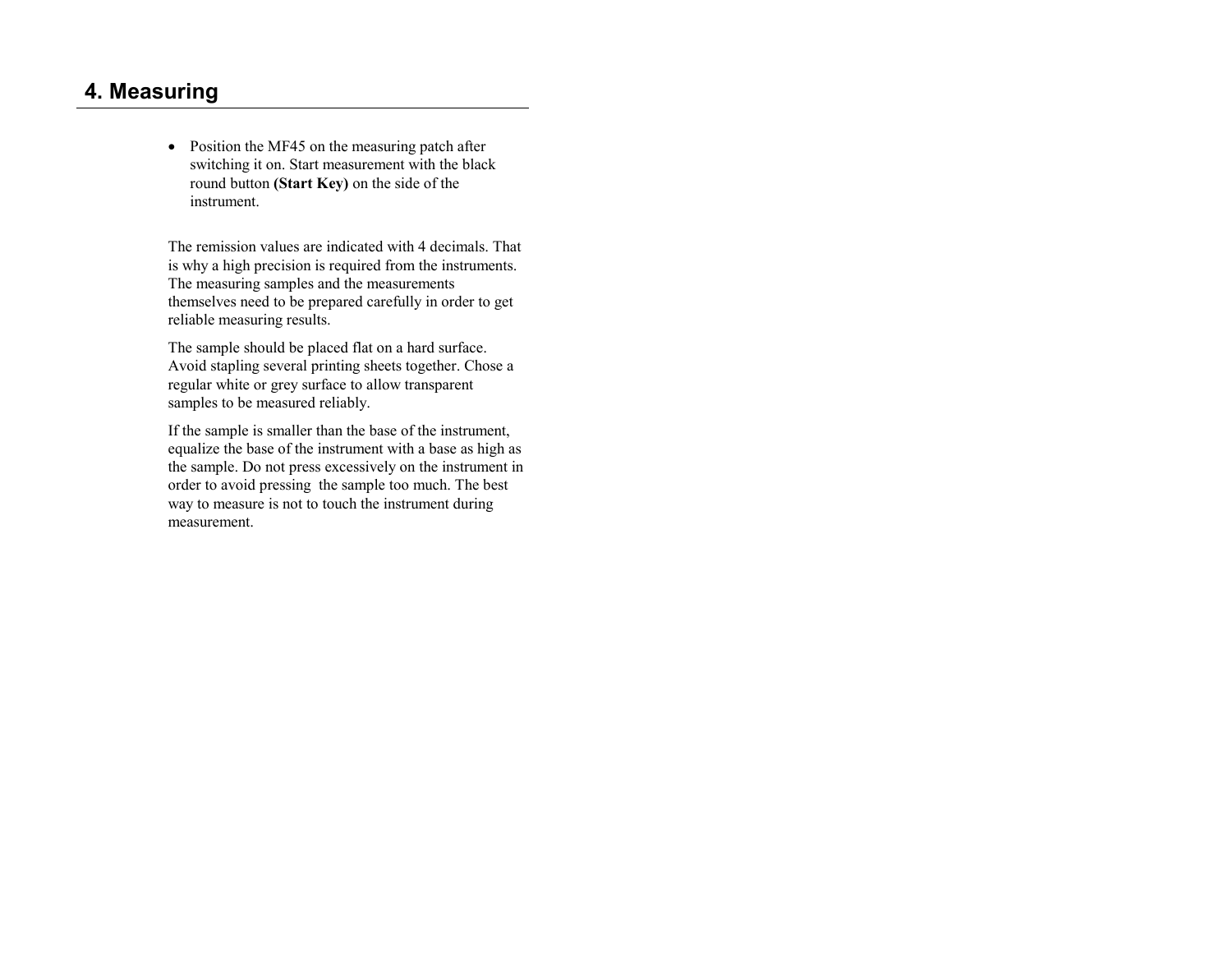# 4. Measuring

- Position the MF45 on the measuring patch after switching it on. Start measurement with the black round button **(Start Key)** on the side of the instrument.

The remission values are indicated with 4 decimals. That is why a high precision is required from the instruments. The measuring samples and the measurements themselves need to be prepared carefully in order to get reliable measuring results.

The sample should be placed flat on a hard surface. Avoid stapling several printing sheets together. Chose a regular white or grey surface to allow transparent samples to be measured reliably.

If the sample is smaller than the base of the instrument, equalize the base of the instrument with a base as high as the sample. Do not press excessively on the instrument in order to avoid pressing the sample too much. The best way to measure is not to touch the instrument during measurement.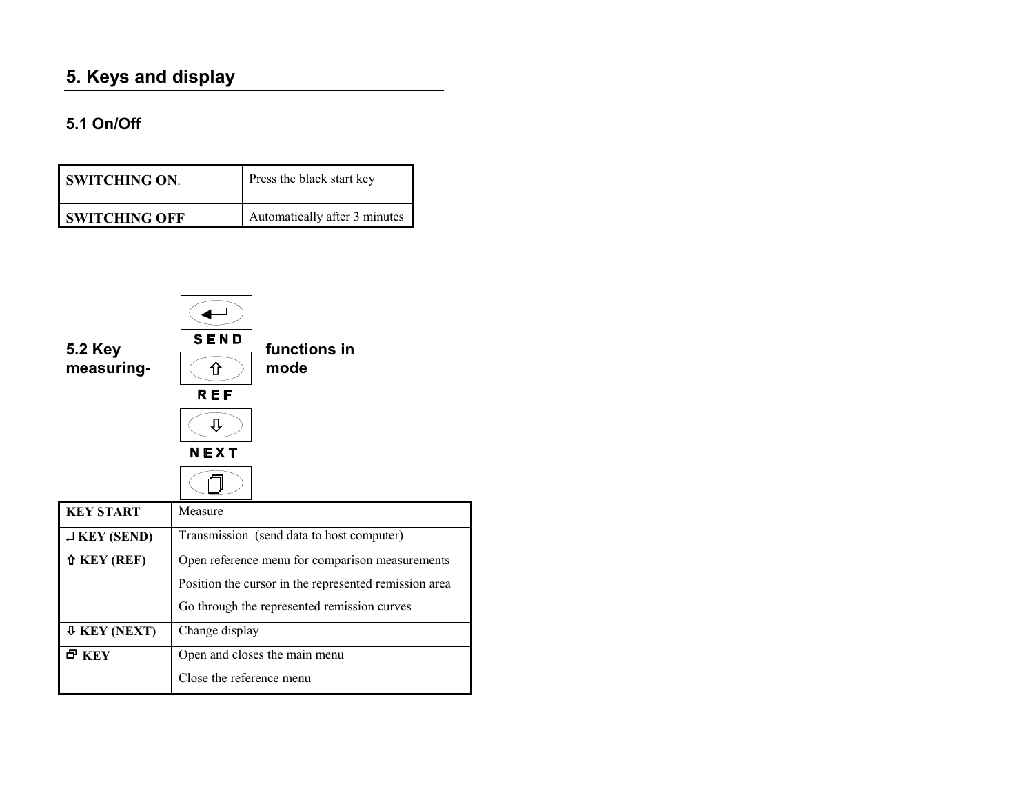# 5. Keys and display

## 5.1 On/Off

| SWITCHING ON. | Press the black start key |
|---|---|
| SWITCHING OFF | Automatically after 3 minutes |

## 5.2 Key functions in measuring-mode

SEND

REF

NEXT

| KEY START | Measure |
|---|---|
| ↵ KEY (SEND) | Transmission (send data to host computer) |
| ⇧ KEY (REF) | Open reference menu for comparison measurements<br>Position the cursor in the represented remission area<br>Go through the represented remission curves |
| ⇩ KEY (NEXT) | Change display |
| 🗗 KEY | Open and closes the main menu<br>Close the reference menu |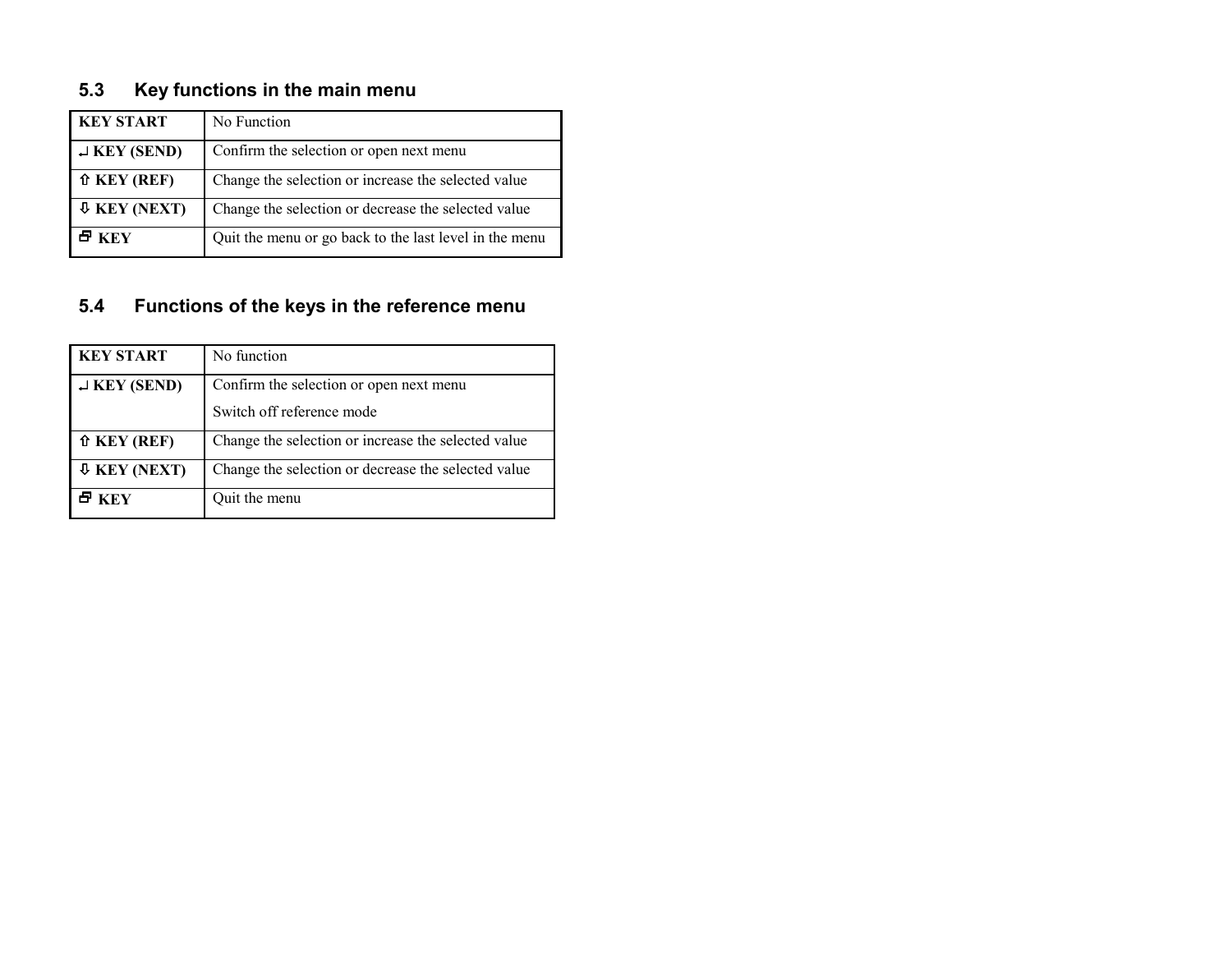## 5.3 Key functions in the main menu

| | |
|---|---|
| **KEY START** | No Function |
| **↵ KEY (SEND)** | Confirm the selection or open next menu |
| **⇧ KEY (REF)** | Change the selection or increase the selected value |
| **⇩ KEY (NEXT)** | Change the selection or decrease the selected value |
| **🗗 KEY** | Quit the menu or go back to the last level in the menu |

## 5.4 Functions of the keys in the reference menu

| | |
|---|---|
| **KEY START** | No function |
| **↵ KEY (SEND)** | Confirm the selection or open next menu<br>Switch off reference mode |
| **⇧ KEY (REF)** | Change the selection or increase the selected value |
| **⇩ KEY (NEXT)** | Change the selection or decrease the selected value |
| **🗗 KEY** | Quit the menu |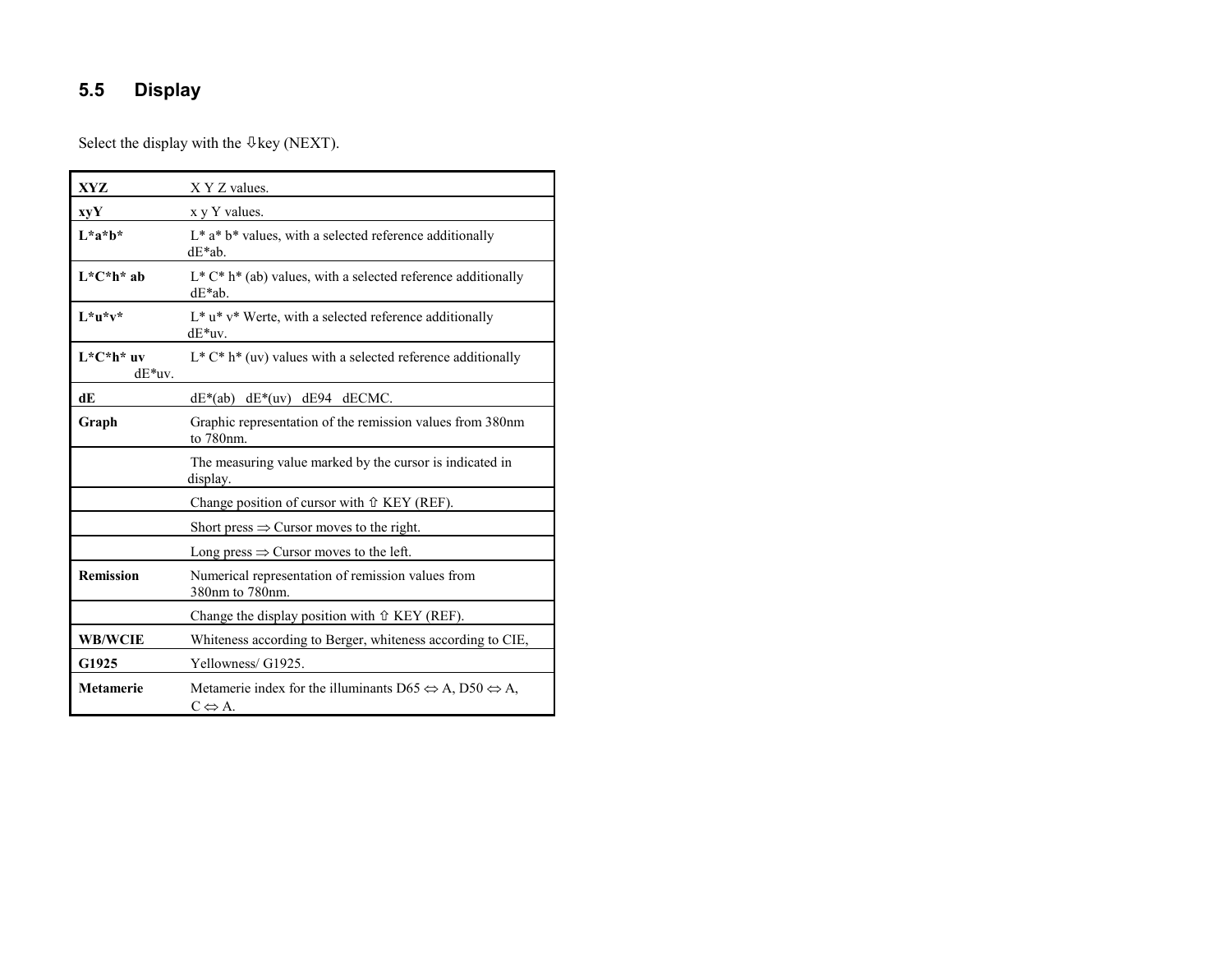## 5.5 Display

Select the display with the ⇩key (NEXT).

| | |
|---|---|
| **XYZ** | X Y Z values. |
| **xyY** | x y Y values. |
| **L*a*b*** | L* a* b* values, with a selected reference additionally dE*ab. |
| **L*C*h* ab** | L* C* h* (ab) values, with a selected reference additionally dE*ab. |
| **L*u*v*** | L* u* v* Werte, with a selected reference additionally dE*uv. |
| **L*C*h* uv** | L* C* h* (uv) values with a selected reference additionally dE*uv. |
| **dE** | dE*(ab) dE*(uv) dE94 dECMC. |
| **Graph** | Graphic representation of the remission values from 380nm to 780nm. |
| | The measuring value marked by the cursor is indicated in display. |
| | Change position of cursor with ⇧ KEY (REF). |
| | Short press ⇒ Cursor moves to the right. |
| | Long press ⇒ Cursor moves to the left. |
| **Remission** | Numerical representation of remission values from 380nm to 780nm. |
| | Change the display position with ⇧ KEY (REF). |
| **WB/WCIE** | Whiteness according to Berger, whiteness according to CIE, |
| **G1925** | Yellowness/ G1925. |
| **Metamerie** | Metamerie index for the illuminants D65 ⇔ A, D50 ⇔ A, C ⇔ A. |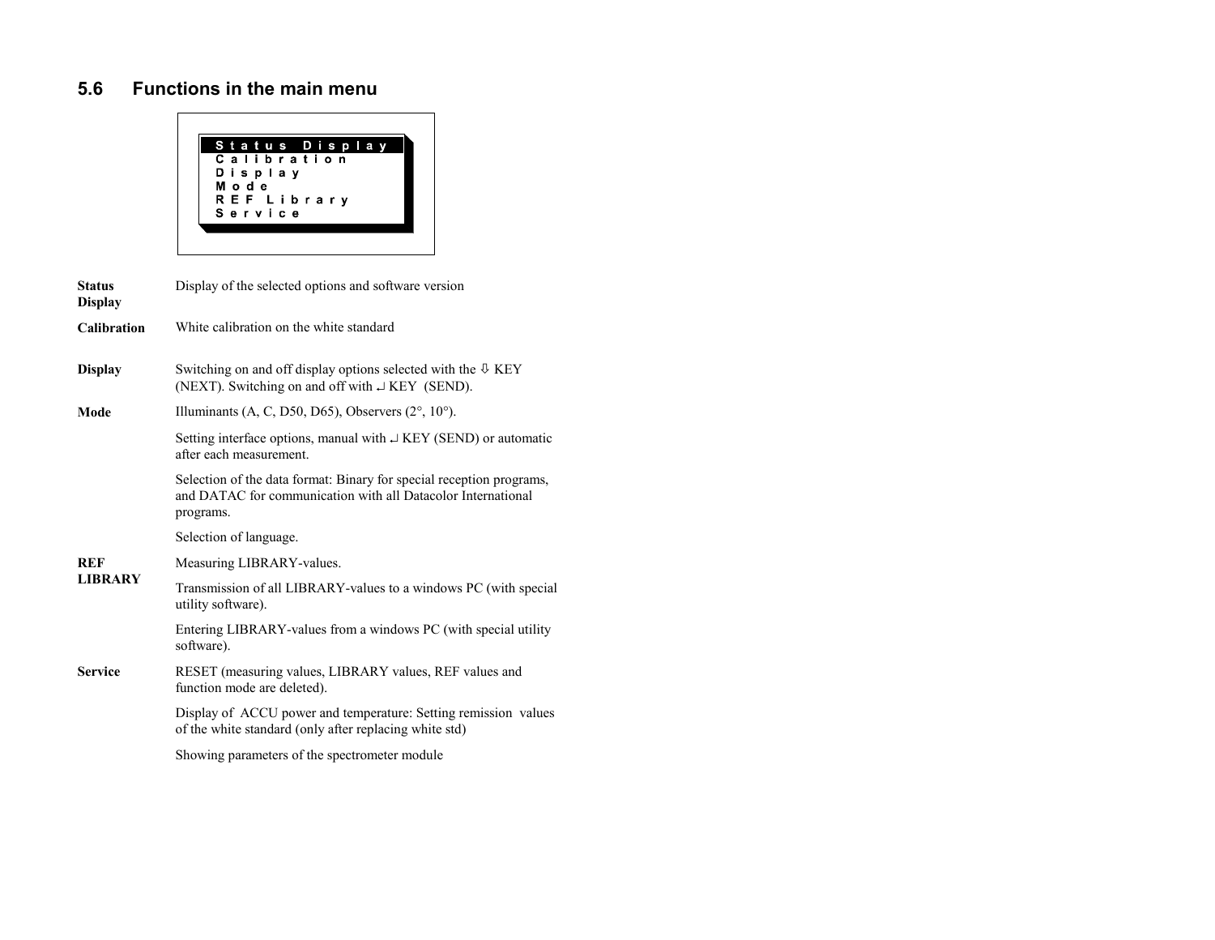## 5.6 Functions in the main menu

```
Status Display
Calibration
Display
Mode
REF Library
Service
```

| | |
|---|---|
| **Status Display** | Display of the selected options and software version |
| **Calibration** | White calibration on the white standard |
| **Display** | Switching on and off display options selected with the ⇩ KEY (NEXT). Switching on and off with ↵ KEY (SEND). |
| **Mode** | Illuminants (A, C, D50, D65), Observers (2°, 10°). |
| | Setting interface options, manual with ↵ KEY (SEND) or automatic after each measurement. |
| | Selection of the data format: Binary for special reception programs, and DATAC for communication with all Datacolor International programs. |
| | Selection of language. |
| **REF LIBRARY** | Measuring LIBRARY-values. |
| | Transmission of all LIBRARY-values to a windows PC (with special utility software). |
| | Entering LIBRARY-values from a windows PC (with special utility software). |
| **Service** | RESET (measuring values, LIBRARY values, REF values and function mode are deleted). |
| | Display of ACCU power and temperature: Setting remission values of the white standard (only after replacing white std) |
| | Showing parameters of the spectrometer module |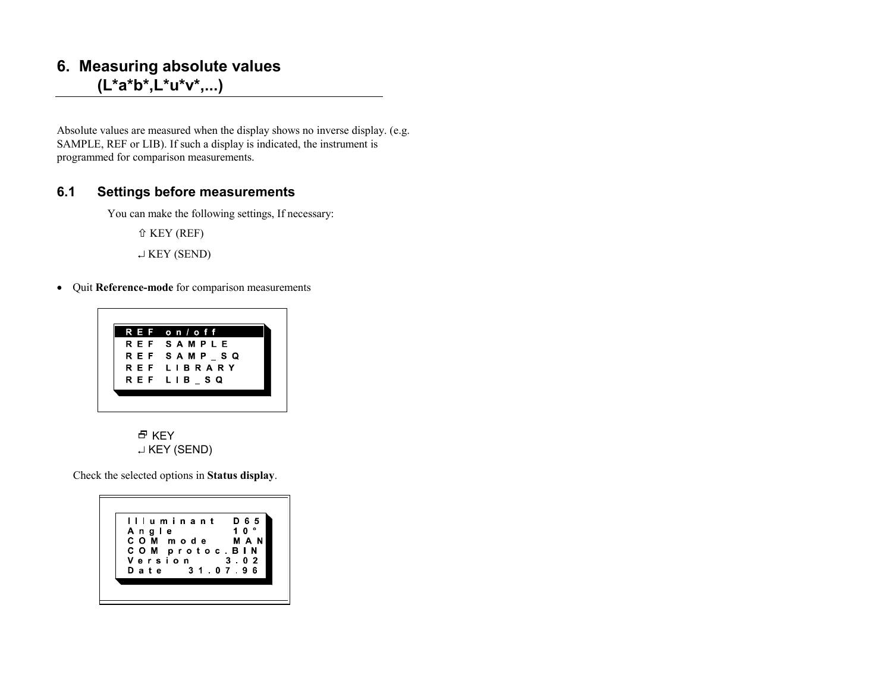# 6. Measuring absolute values (L*a*b*,L*u*v*,...)

Absolute values are measured when the display shows no inverse display. (e.g. SAMPLE, REF or LIB). If such a display is indicated, the instrument is programmed for comparison measurements.

## 6.1 Settings before measurements

You can make the following settings, If necessary:

⇧ KEY (REF)

↵ KEY (SEND)

- Quit **Reference-mode** for comparison measurements

```
REF on/off
REF SAMPLE
REF SAMP_SQ
REF LIBRARY
REF LIB_SQ
```

🗗 KEY
↵ KEY (SEND)

Check the selected options in **Status display**.

```
Illuminant   D65
Angle        10°
COM mode     MAN
COM protoc.BIN
Version     3.02
Date    31.07.96
```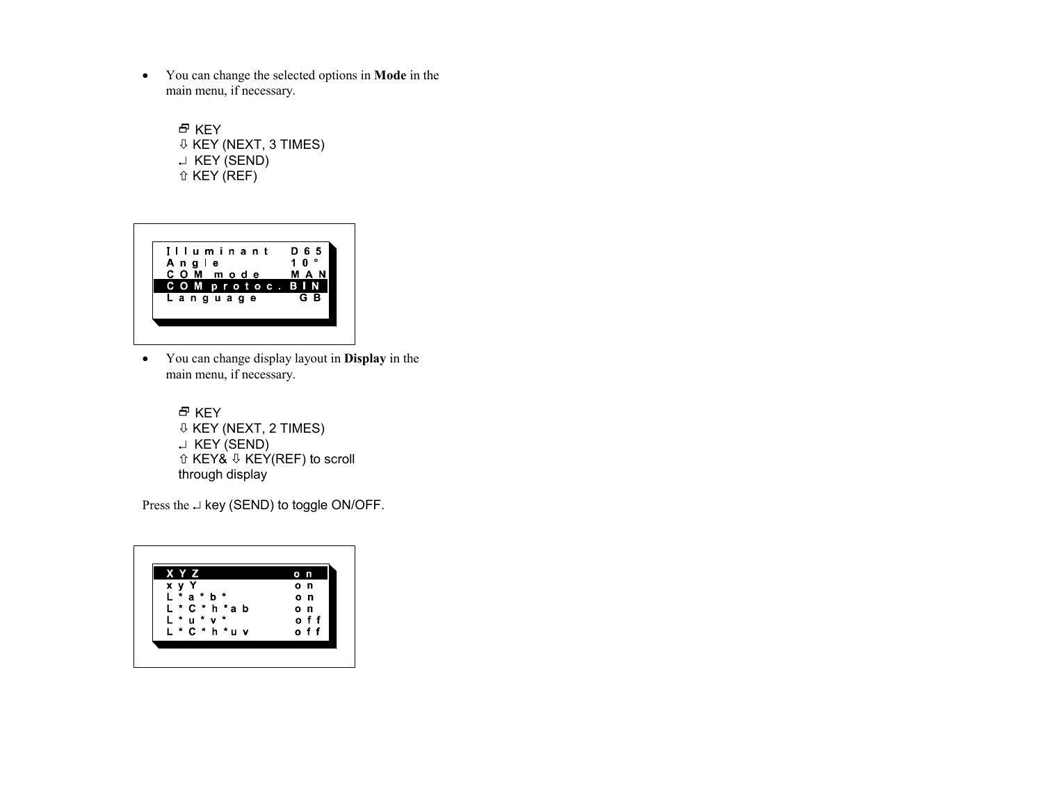- You can change the selected options in **Mode** in the main menu, if necessary.

  🗗 KEY
  ⇩ KEY (NEXT, 3 TIMES)
  ↵ KEY (SEND)
  ⇧ KEY (REF)

```
Illuminant    D65
Angle         10°
COM mode      MAN
COM protoc.   BIN
Language      GB
```

- You can change display layout in **Display** in the main menu, if necessary.

  🗗 KEY
  ⇩ KEY (NEXT, 2 TIMES)
  ↵ KEY (SEND)
  ⇧ KEY& ⇩ KEY(REF) to scroll through display

Press the ↵ key (SEND) to toggle ON/OFF.

```
XYZ           on
xyY           on
L*a*b*        on
L*C*h*ab      on
L*u*v*        off
L*C*h*uv      off
```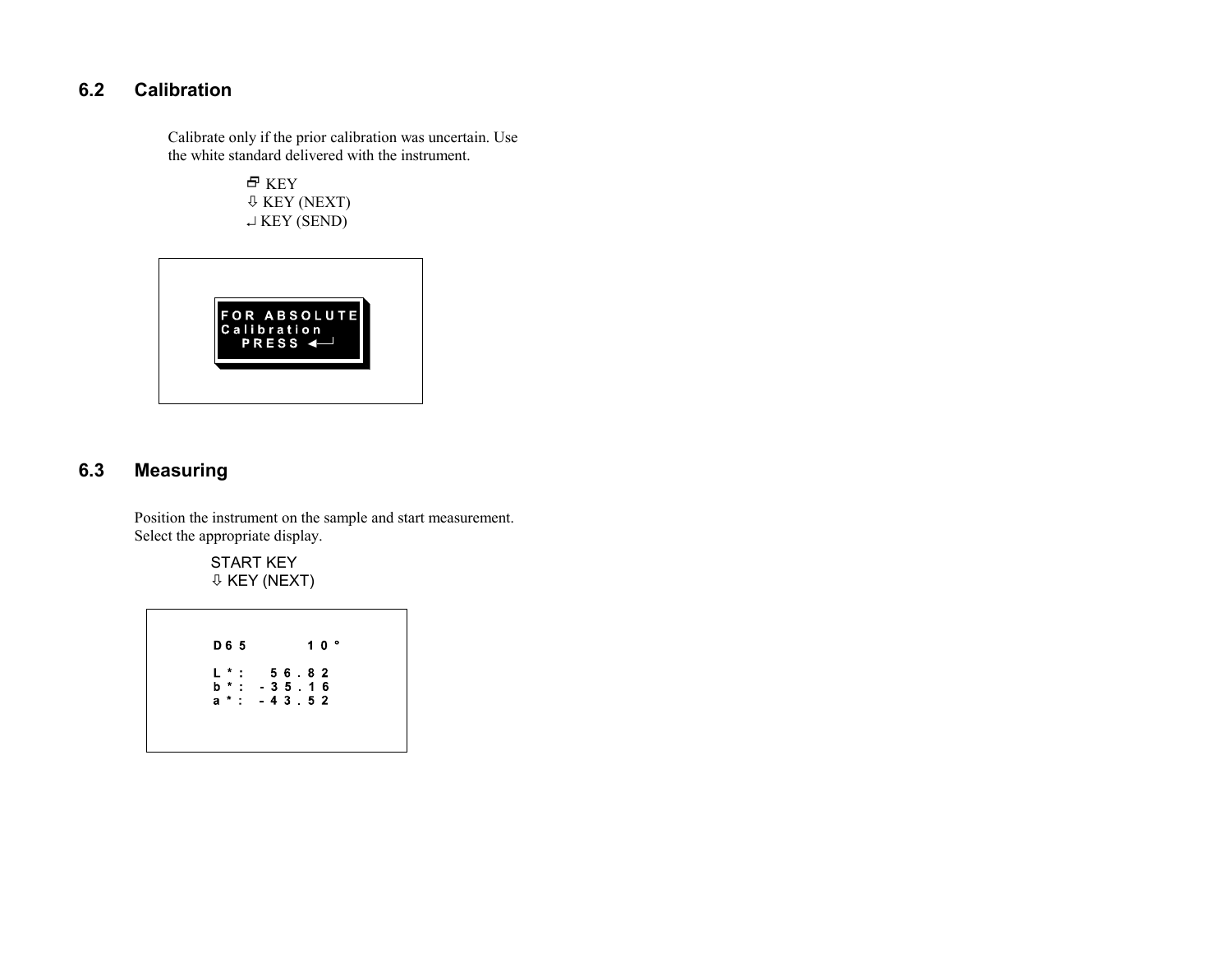## 6.2 Calibration

Calibrate only if the prior calibration was uncertain. Use the white standard delivered with the instrument.

🗗 KEY
⇩ KEY (NEXT)
↵ KEY (SEND)

```
FOR ABSOLUTE
Calibration
   PRESS ◄─┘
```

## 6.3 Measuring

Position the instrument on the sample and start measurement. Select the appropriate display.

START KEY
⇩ KEY (NEXT)

```
D65        10°

L*:    56.82
b*:   -35.16
a*:   -43.52
```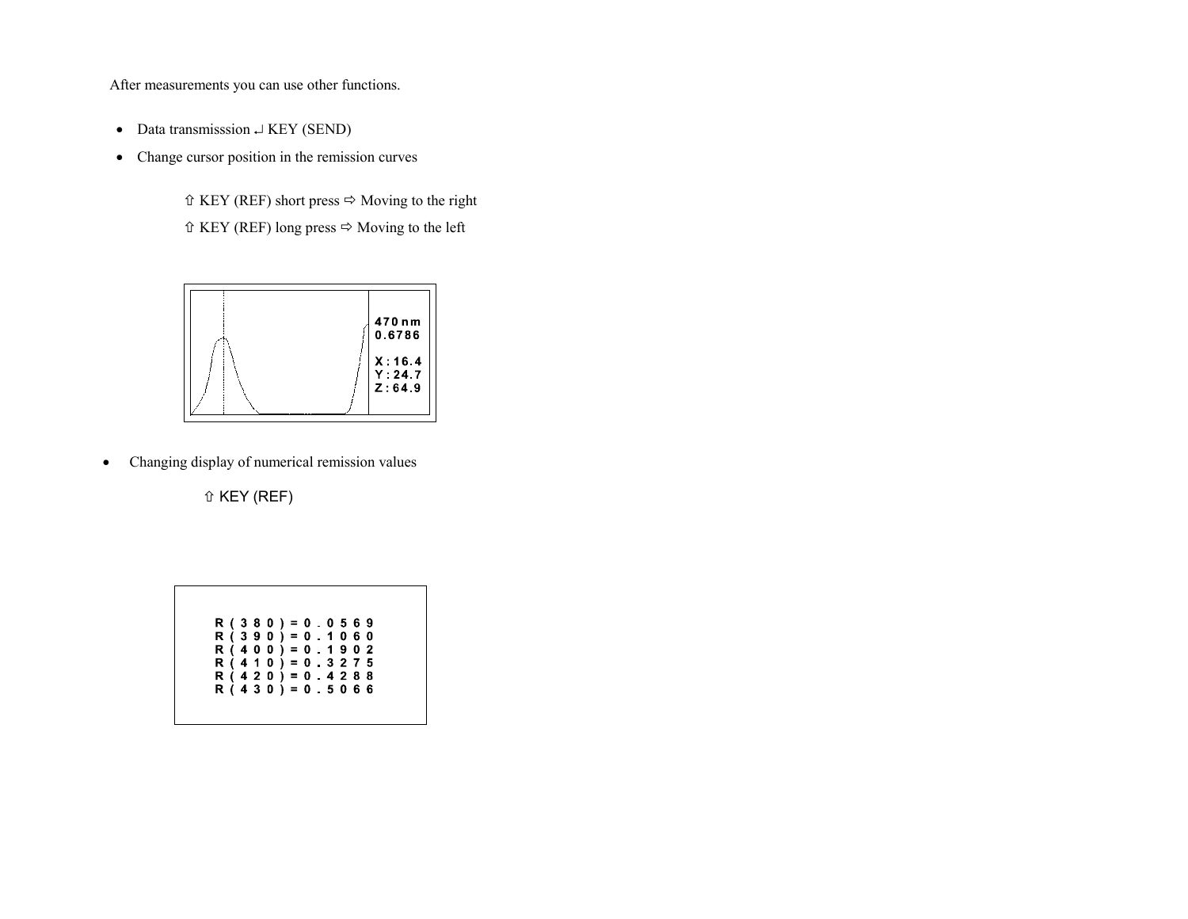After measurements you can use other functions.

- Data transmisssion ↵ KEY (SEND)
- Change cursor position in the remission curves

  ⇧ KEY (REF) short press ⇨ Moving to the right

  ⇧ KEY (REF) long press ⇨ Moving to the left

```
470nm
0.6786

X:16.4
Y:24.7
Z:64.9
```

- Changing display of numerical remission values

  ⇧ KEY (REF)

```
R(380)=0.0569
R(390)=0.1060
R(400)=0.1902
R(410)=0.3275
R(420)=0.4288
R(430)=0.5066
```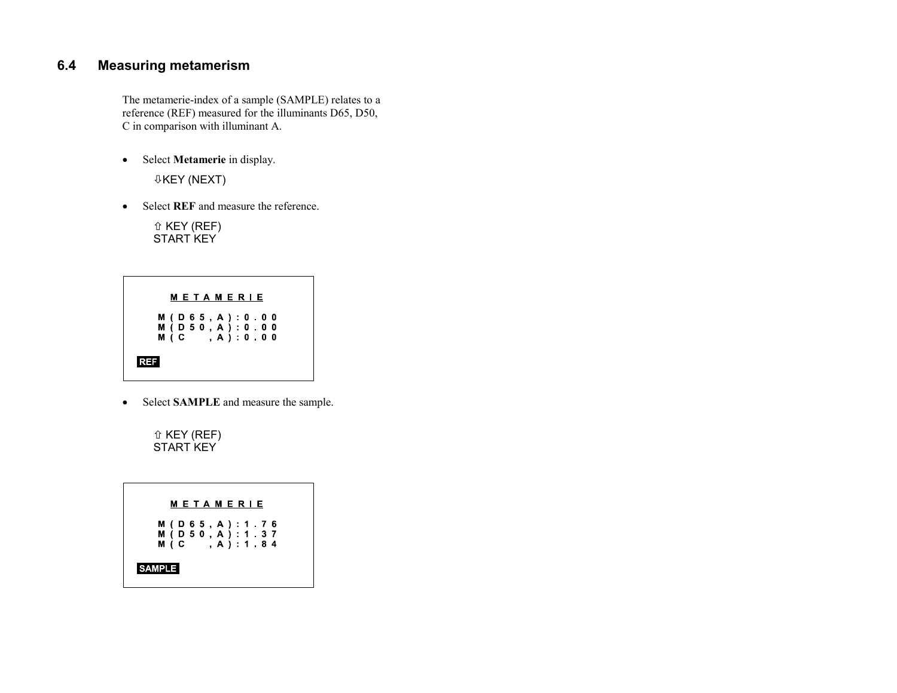## 6.4 Measuring metamerism

The metamerie-index of a sample (SAMPLE) relates to a reference (REF) measured for the illuminants D65, D50, C in comparison with illuminant A.

- Select **Metamerie** in display.

  ⇩KEY (NEXT)

- Select **REF** and measure the reference.

  ⇧ KEY (REF)
  START KEY

```
METAMERIE

M(D65,A):0.00
M(D50,A):0.00
M(C  ,A):0.00

REF
```

- Select **SAMPLE** and measure the sample.

  ⇧ KEY (REF)
  START KEY

```
METAMERIE

M(D65,A):1.76
M(D50,A):1.37
M(C  ,A):1.84

SAMPLE
```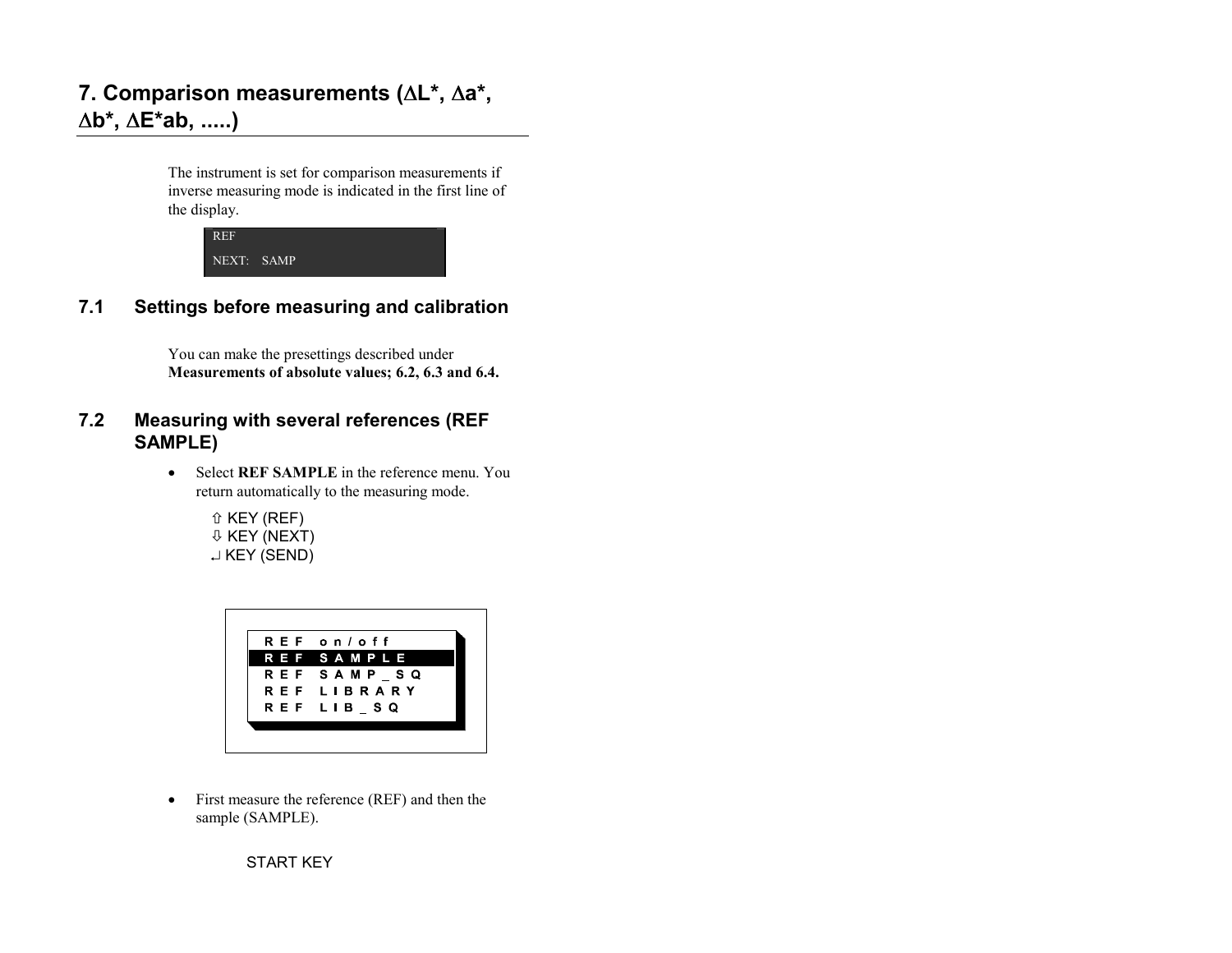# 7. Comparison measurements (ΔL*, Δa*, Δb*, ΔE*ab, .....)

The instrument is set for comparison measurements if inverse measuring mode is indicated in the first line of the display.

```
REF
NEXT:   SAMP
```

## 7.1 Settings before measuring and calibration

You can make the presettings described under **Measurements of absolute values; 6.2, 6.3 and 6.4.**

## 7.2 Measuring with several references (REF SAMPLE)

- Select **REF SAMPLE** in the reference menu. You return automatically to the measuring mode.

⇧ KEY (REF)
⇩ KEY (NEXT)
↵ KEY (SEND)

```
REF  on/off
REF  SAMPLE
REF  SAMP_SQ
REF  LIBRARY
REF  LIB_SQ
```

- First measure the reference (REF) and then the sample (SAMPLE).

START KEY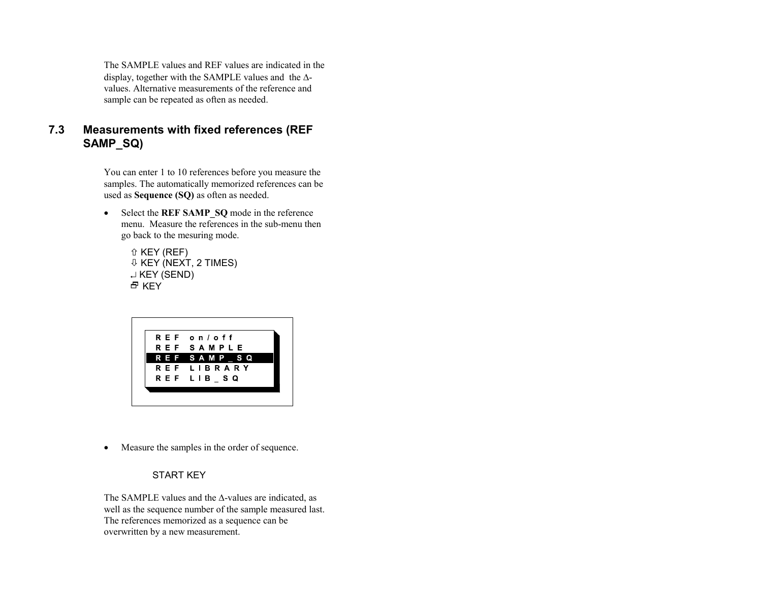The SAMPLE values and REF values are indicated in the display, together with the SAMPLE values and the Δ-values. Alternative measurements of the reference and sample can be repeated as often as needed.

## 7.3 Measurements with fixed references (REF SAMP_SQ)

You can enter 1 to 10 references before you measure the samples. The automatically memorized references can be used as **Sequence (SQ)** as often as needed.

- Select the **REF SAMP_SQ** mode in the reference menu. Measure the references in the sub-menu then go back to the mesuring mode.

  ⇧ KEY (REF)
  ⇩ KEY (NEXT, 2 TIMES)
  ↵ KEY (SEND)
  🗗 KEY

```
REF on/off
REF SAMPLE
REF SAMP_SQ
REF LIBRARY
REF LIB_SQ
```

- Measure the samples in the order of sequence.

  START KEY

The SAMPLE values and the Δ-values are indicated, as well as the sequence number of the sample measured last. The references memorized as a sequence can be overwritten by a new measurement.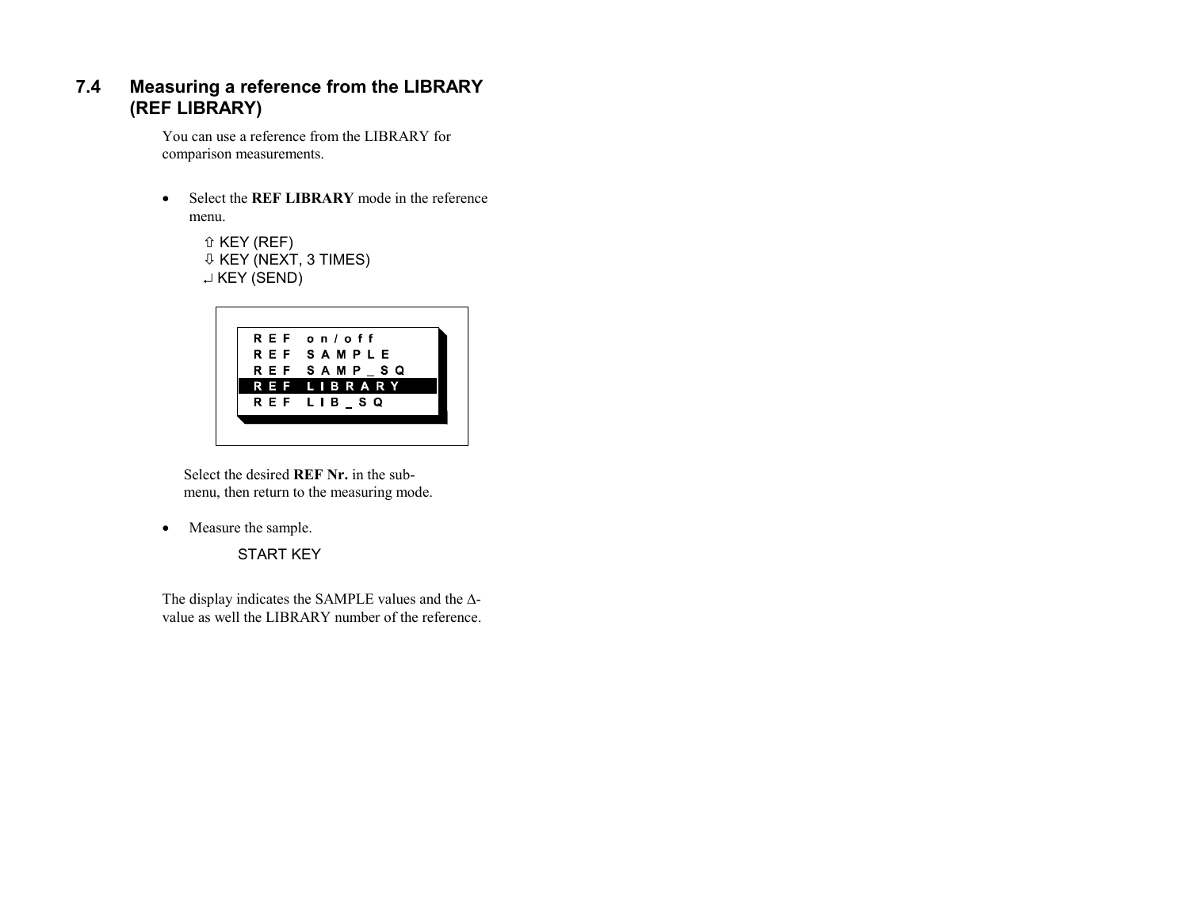## 7.4 Measuring a reference from the LIBRARY (REF LIBRARY)

You can use a reference from the LIBRARY for comparison measurements.

- Select the **REF LIBRARY** mode in the reference menu.

  ⇧ KEY (REF)
  ⇩ KEY (NEXT, 3 TIMES)
  ↵ KEY (SEND)

```
REF on/off
REF SAMPLE
REF SAMP_SQ
REF LIBRARY
REF LIB_SQ
```

  Select the desired **REF Nr.** in the sub-menu, then return to the measuring mode.

- Measure the sample.

  START KEY

The display indicates the SAMPLE values and the Δ-value as well the LIBRARY number of the reference.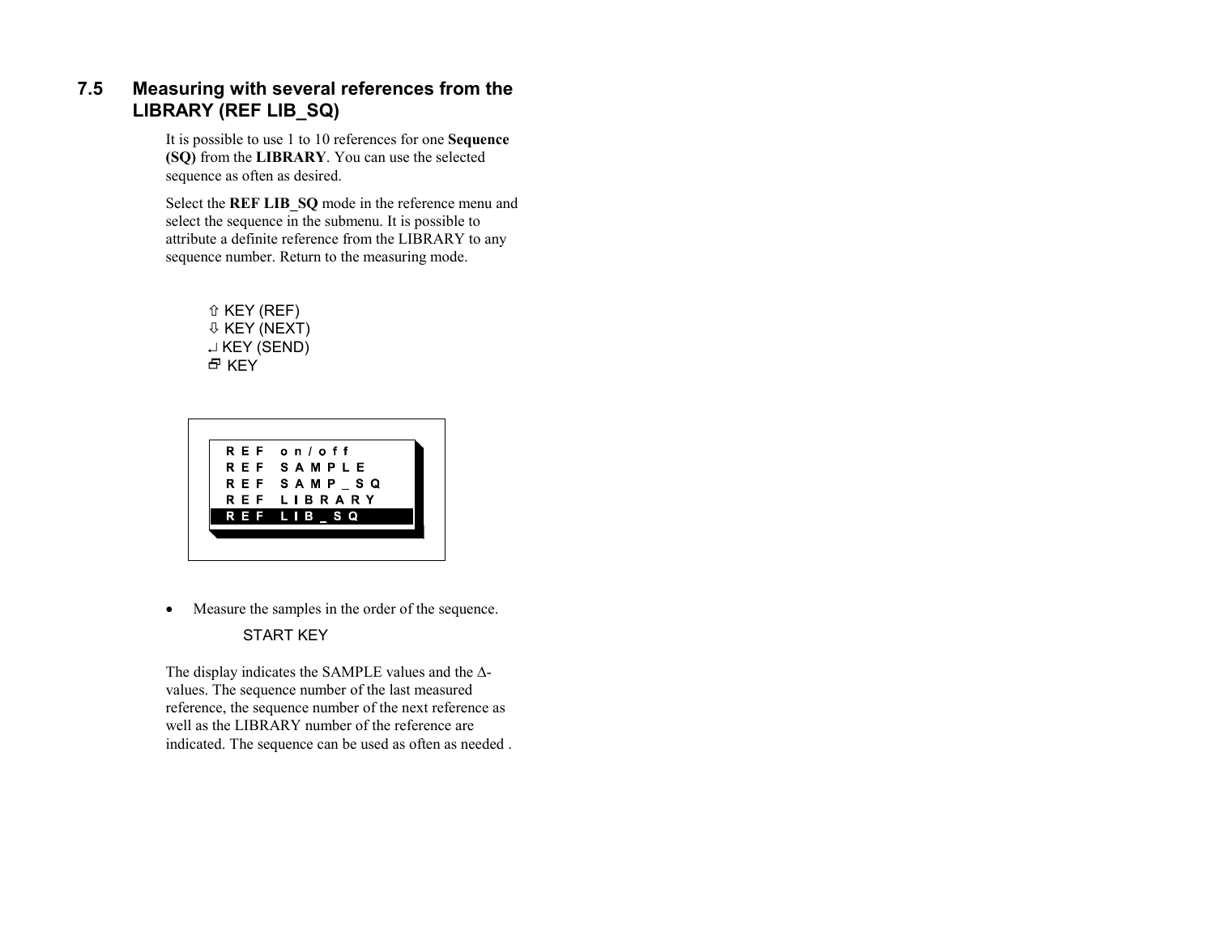## 7.5 Measuring with several references from the LIBRARY (REF LIB_SQ)

It is possible to use 1 to 10 references for one **Sequence (SQ)** from the **LIBRARY**. You can use the selected sequence as often as desired.

Select the **REF LIB_SQ** mode in the reference menu and select the sequence in the submenu. It is possible to attribute a definite reference from the LIBRARY to any sequence number. Return to the measuring mode.

⇧ KEY (REF)
⇩ KEY (NEXT)
↵ KEY (SEND)
🗗 KEY

```
REF on/off
REF SAMPLE
REF SAMP_SQ
REF LIBRARY
REF LIB_SQ
```

- Measure the samples in the order of the sequence.

  START KEY

The display indicates the SAMPLE values and the Δ-values. The sequence number of the last measured reference, the sequence number of the next reference as well as the LIBRARY number of the reference are indicated. The sequence can be used as often as needed .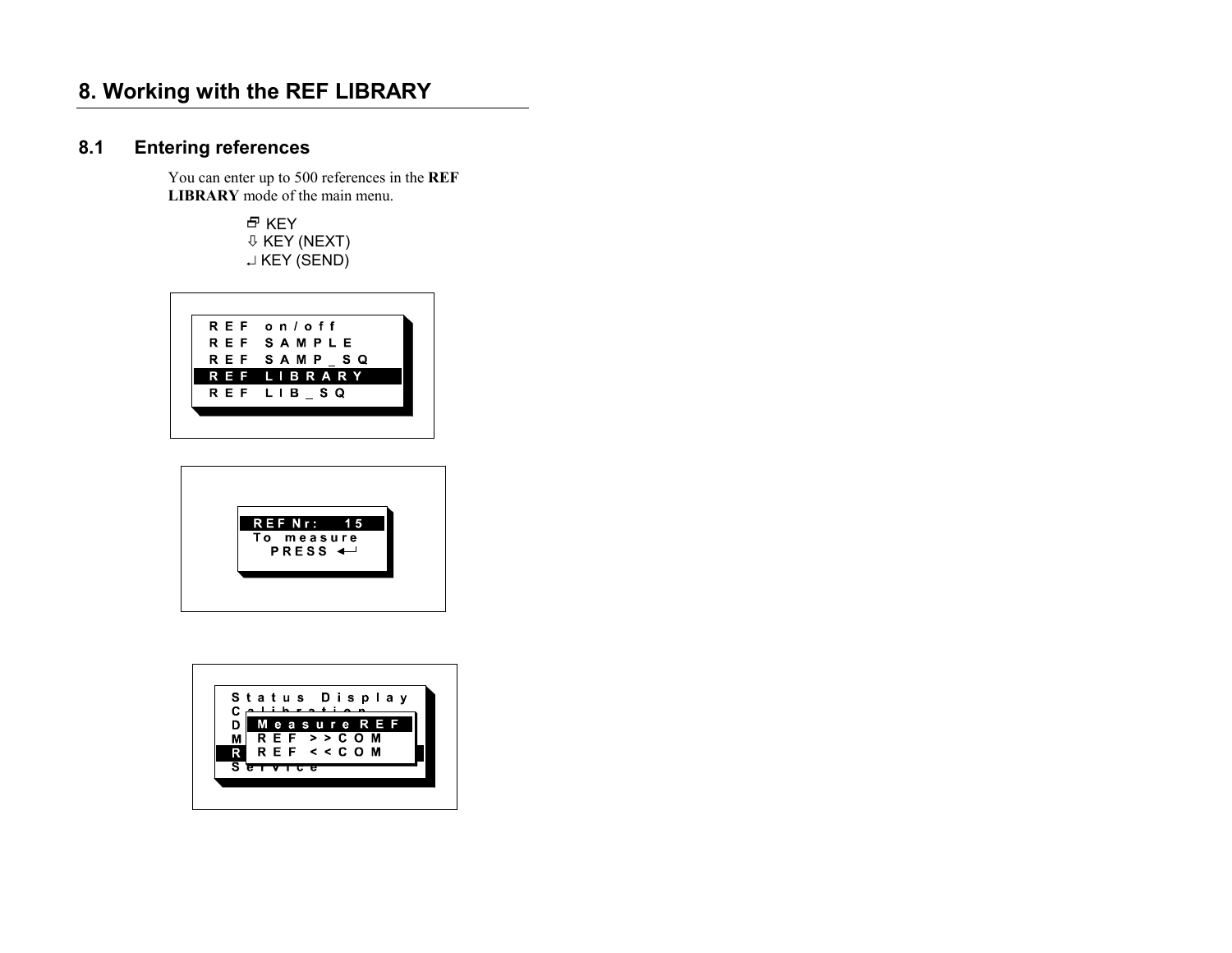# 8. Working with the REF LIBRARY

## 8.1 Entering references

You can enter up to 500 references in the **REF LIBRARY** mode of the main menu.

🗗 KEY
⇩ KEY (NEXT)
↵ KEY (SEND)

```
REF on/off
REF SAMPLE
REF SAMP_SQ
REF LIBRARY
REF LIB_SQ
```

```
REF Nr:    15
To measure
  PRESS ↵
```

```
Status Display
C
D  Measure REF
M  REF >>COM
R  REF <<COM
Service
```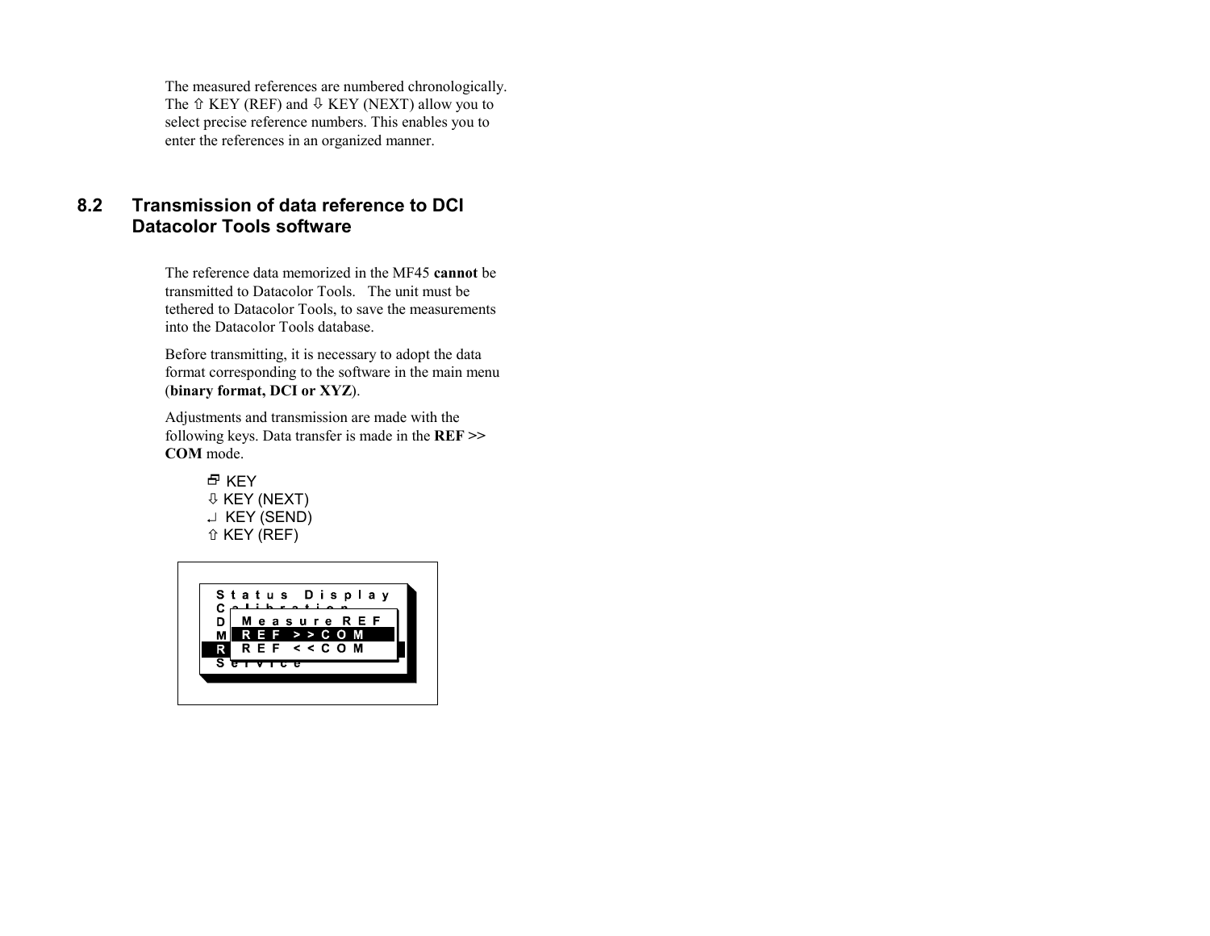The measured references are numbered chronologically. The ⇧ KEY (REF) and ⇩ KEY (NEXT) allow you to select precise reference numbers. This enables you to enter the references in an organized manner.

## 8.2 Transmission of data reference to DCI Datacolor Tools software

The reference data memorized in the MF45 **cannot** be transmitted to Datacolor Tools.   The unit must be tethered to Datacolor Tools, to save the measurements into the Datacolor Tools database.

Before transmitting, it is necessary to adopt the data format corresponding to the software in the main menu (**binary format, DCI or XYZ**).

Adjustments and transmission are made with the following keys. Data transfer is made in the **REF >> COM** mode.

🗗 KEY
⇩ KEY (NEXT)
↵ KEY (SEND)
⇧ KEY (REF)

```
Status Display
C
D  Measure REF
M  REF >>COM
R  REF <<COM
Service
```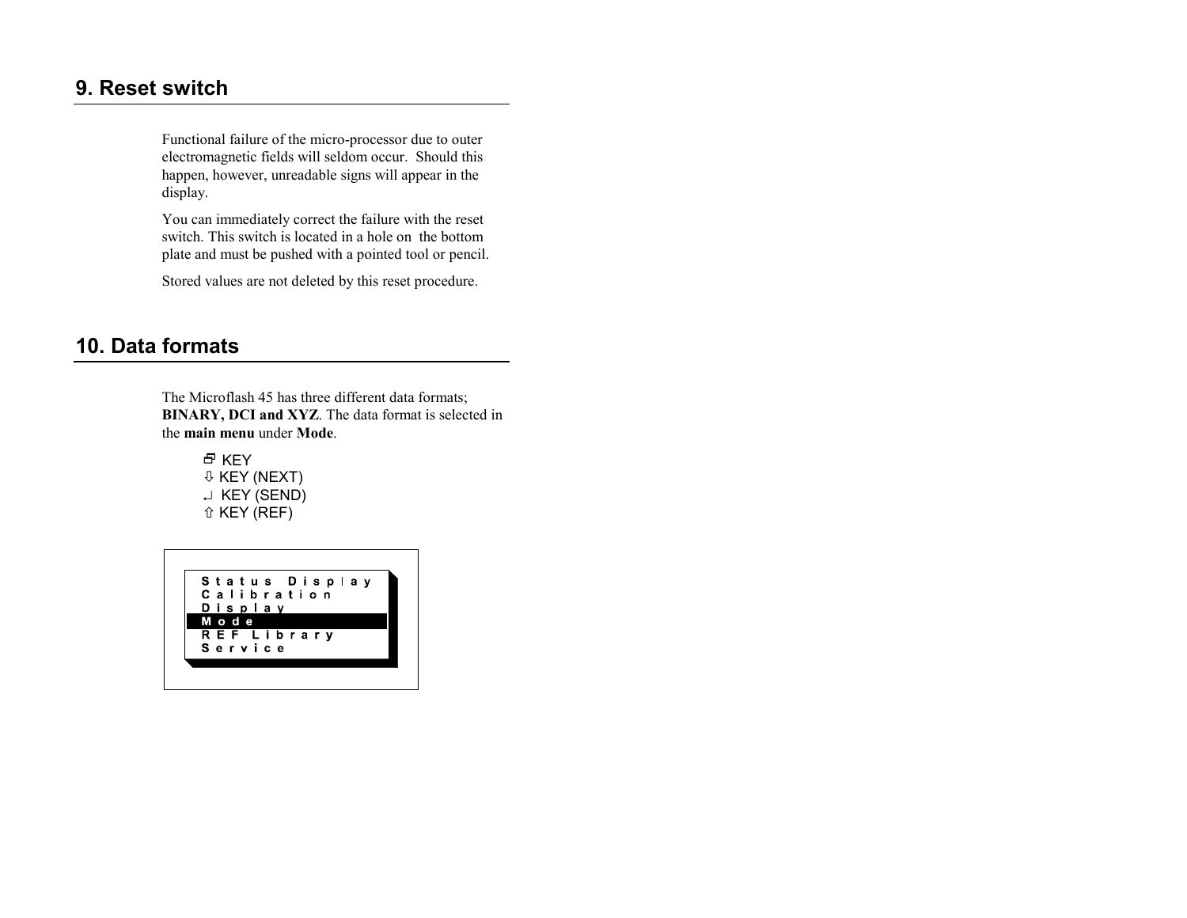## 9. Reset switch

Functional failure of the micro-processor due to outer electromagnetic fields will seldom occur. Should this happen, however, unreadable signs will appear in the display.

You can immediately correct the failure with the reset switch. This switch is located in a hole on the bottom plate and must be pushed with a pointed tool or pencil.

Stored values are not deleted by this reset procedure.

## 10. Data formats

The Microflash 45 has three different data formats; **BINARY, DCI and XYZ**. The data format is selected in the **main menu** under **Mode**.

🗗 KEY
⇩ KEY (NEXT)
↵ KEY (SEND)
⇧ KEY (REF)

```
Status Display
Calibration
Display
Mode
REF Library
Service
```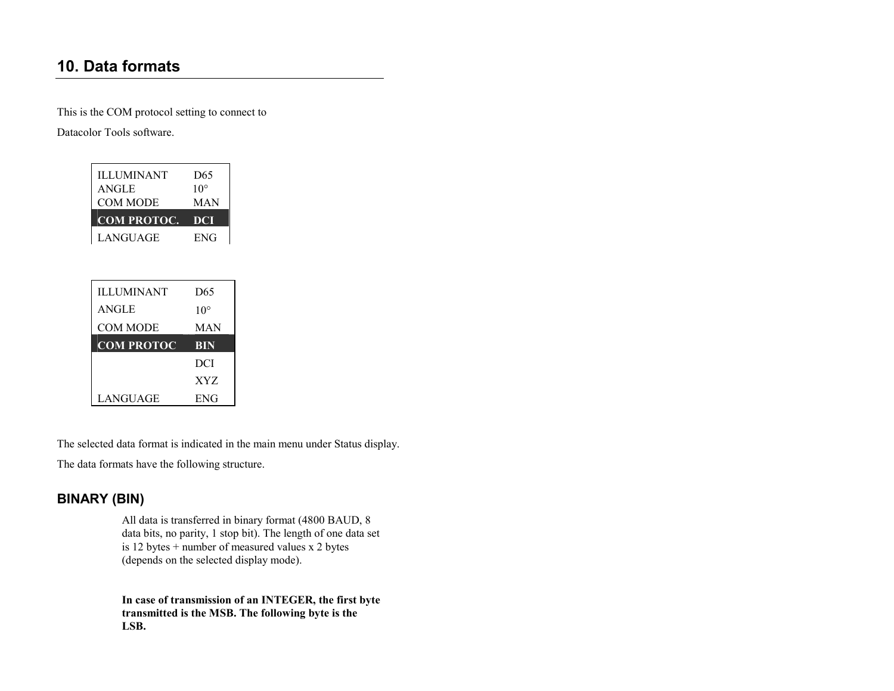# 10. Data formats

This is the COM protocol setting to connect to

Datacolor Tools software.

| | |
|---|---|
| ILLUMINANT | D65 |
| ANGLE | 10° |
| COM MODE | MAN |
| **COM PROTOC.** | **DCI** |
| LANGUAGE | ENG |

| | |
|---|---|
| ILLUMINANT | D65 |
| ANGLE | 10° |
| COM MODE | MAN |
| **COM PROTOC** | **BIN** |
| | DCI |
| | XYZ |
| LANGUAGE | ENG |

The selected data format is indicated in the main menu under Status display.

The data formats have the following structure.

## BINARY (BIN)

All data is transferred in binary format (4800 BAUD, 8 data bits, no parity, 1 stop bit). The length of one data set is 12 bytes + number of measured values x 2 bytes (depends on the selected display mode).

**In case of transmission of an INTEGER, the first byte transmitted is the MSB. The following byte is the LSB.**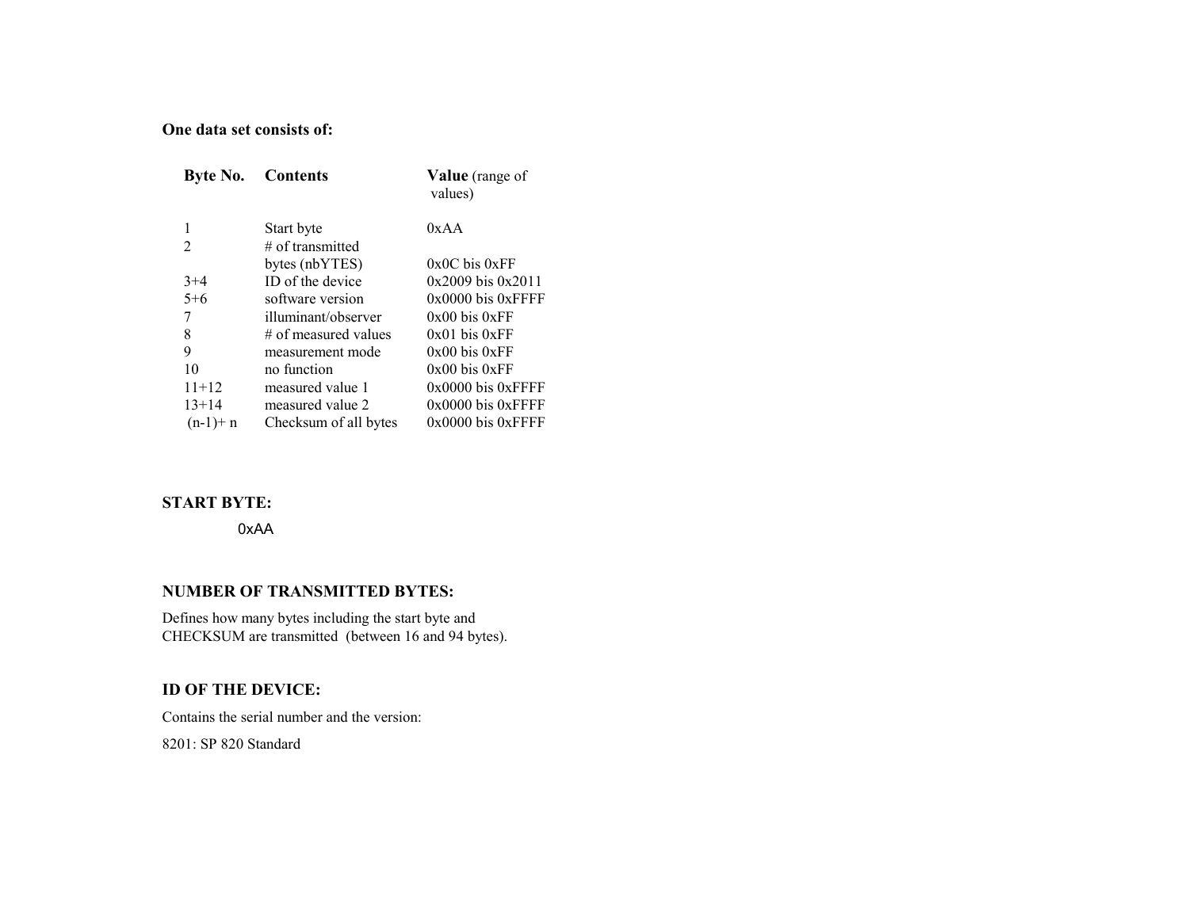**One data set consists of:**

| Byte No. | Contents | Value (range of values) |
|---|---|---|
| 1 | Start byte | 0xAA |
| 2 | # of transmitted bytes (nbYTES) | 0x0C bis 0xFF |
| 3+4 | ID of the device | 0x2009 bis 0x2011 |
| 5+6 | software version | 0x0000 bis 0xFFFF |
| 7 | illuminant/observer | 0x00 bis 0xFF |
| 8 | # of measured values | 0x01 bis 0xFF |
| 9 | measurement mode | 0x00 bis 0xFF |
| 10 | no function | 0x00 bis 0xFF |
| 11+12 | measured value 1 | 0x0000 bis 0xFFFF |
| 13+14 | measured value 2 | 0x0000 bis 0xFFFF |
| (n-1)+ n | Checksum of all bytes | 0x0000 bis 0xFFFF |

**START BYTE:**

0xAA

**NUMBER OF TRANSMITTED BYTES:**

Defines how many bytes including the start byte and CHECKSUM are transmitted (between 16 and 94 bytes).

**ID OF THE DEVICE:**

Contains the serial number and the version:

8201: SP 820 Standard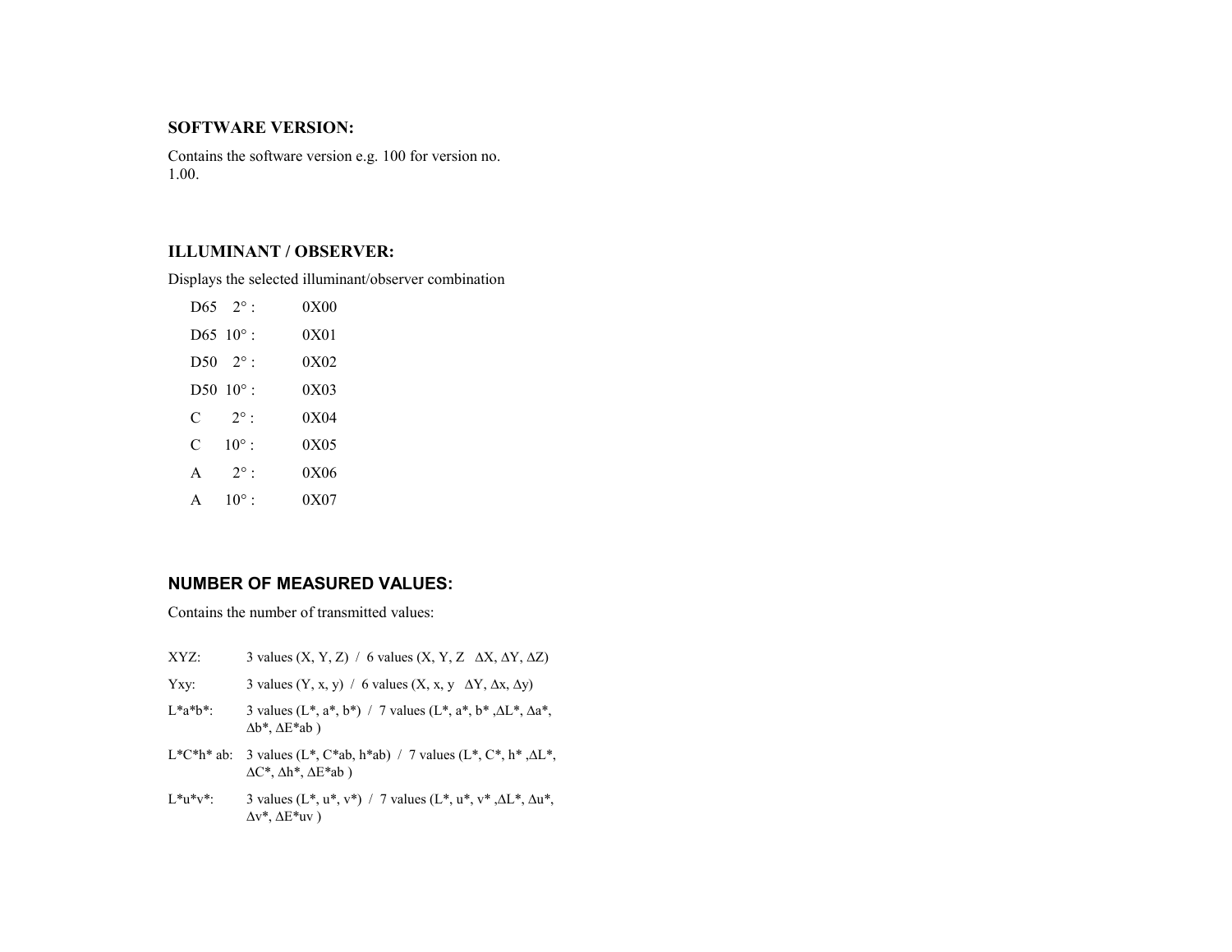## SOFTWARE VERSION:

Contains the software version e.g. 100 for version no. 1.00.

## ILLUMINANT / OBSERVER:

Displays the selected illuminant/observer combination

| | |
|---|---|
| D65 2° : | 0X00 |
| D65 10° : | 0X01 |
| D50 2° : | 0X02 |
| D50 10° : | 0X03 |
| C 2° : | 0X04 |
| C 10° : | 0X05 |
| A 2° : | 0X06 |
| A 10° : | 0X07 |

## NUMBER OF MEASURED VALUES:

Contains the number of transmitted values:

| | |
|---|---|
| XYZ: | 3 values (X, Y, Z) / 6 values (X, Y, Z ΔX, ΔY, ΔZ) |
| Yxy: | 3 values (Y, x, y) / 6 values (X, x, y ΔY, Δx, Δy) |
| L*a*b*: | 3 values (L*, a*, b*) / 7 values (L*, a*, b* ,ΔL*, Δa*, Δb*, ΔE*ab ) |
| L*C*h* ab: | 3 values (L*, C*ab, h*ab) / 7 values (L*, C*, h* ,ΔL*, ΔC*, Δh*, ΔE*ab ) |
| L*u*v*: | 3 values (L*, u*, v*) / 7 values (L*, u*, v* ,ΔL*, Δu*, Δv*, ΔE*uv ) |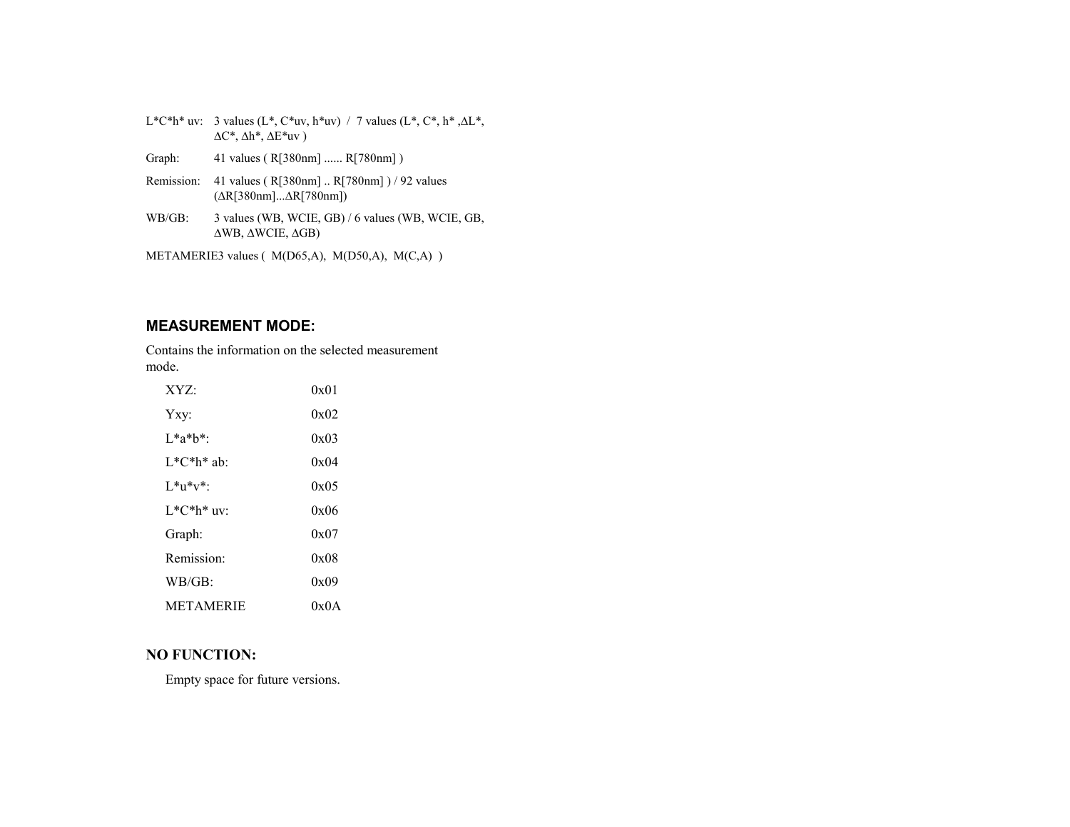| | |
|---|---|
| L*C*h* uv: | 3 values (L*, C*uv, h*uv) / 7 values (L*, C*, h* ,ΔL*, ΔC*, Δh*, ΔE*uv ) |
| Graph: | 41 values ( R[380nm] ...... R[780nm] ) |
| Remission: | 41 values ( R[380nm] .. R[780nm] ) / 92 values (ΔR[380nm]...ΔR[780nm]) |
| WB/GB: | 3 values (WB, WCIE, GB) / 6 values (WB, WCIE, GB, ΔWB, ΔWCIE, ΔGB) |

METAMERIE3 values ( M(D65,A), M(D50,A), M(C,A) )

## MEASUREMENT MODE:

Contains the information on the selected measurement mode.

| | |
|---|---|
| XYZ: | 0x01 |
| Yxy: | 0x02 |
| L*a*b*: | 0x03 |
| L*C*h* ab: | 0x04 |
| L*u*v*: | 0x05 |
| L*C*h* uv: | 0x06 |
| Graph: | 0x07 |
| Remission: | 0x08 |
| WB/GB: | 0x09 |
| METAMERIE | 0x0A |

## NO FUNCTION:

Empty space for future versions.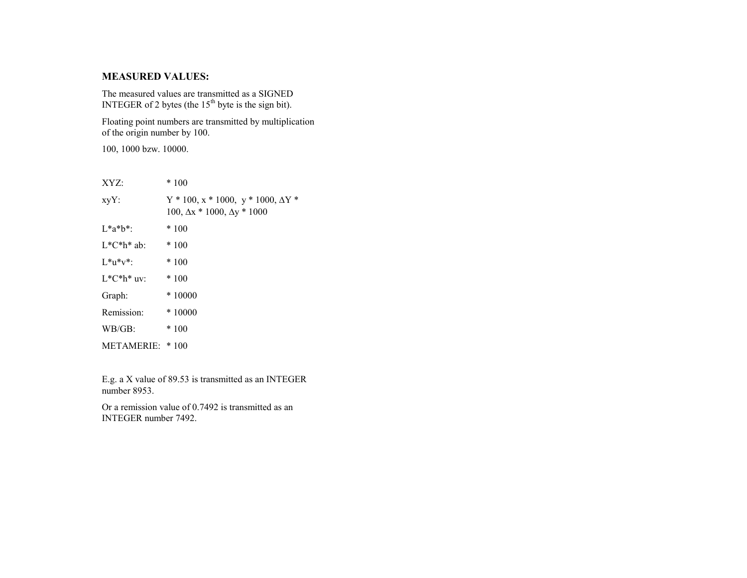## MEASURED VALUES:

The measured values are transmitted as a SIGNED INTEGER of 2 bytes (the 15th byte is the sign bit).

Floating point numbers are transmitted by multiplication of the origin number by 100.

100, 1000 bzw. 10000.

| | |
|---|---|
| XYZ: | * 100 |
| xyY: | Y * 100, x * 1000, y * 1000, ΔY * 100, Δx * 1000, Δy * 1000 |
| L*a*b*: | * 100 |
| L*C*h* ab: | * 100 |
| L*u*v*: | * 100 |
| L*C*h* uv: | * 100 |
| Graph: | * 10000 |
| Remission: | * 10000 |
| WB/GB: | * 100 |
| METAMERIE: | * 100 |

E.g. a X value of 89.53 is transmitted as an INTEGER number 8953.

Or a remission value of 0.7492 is transmitted as an INTEGER number 7492.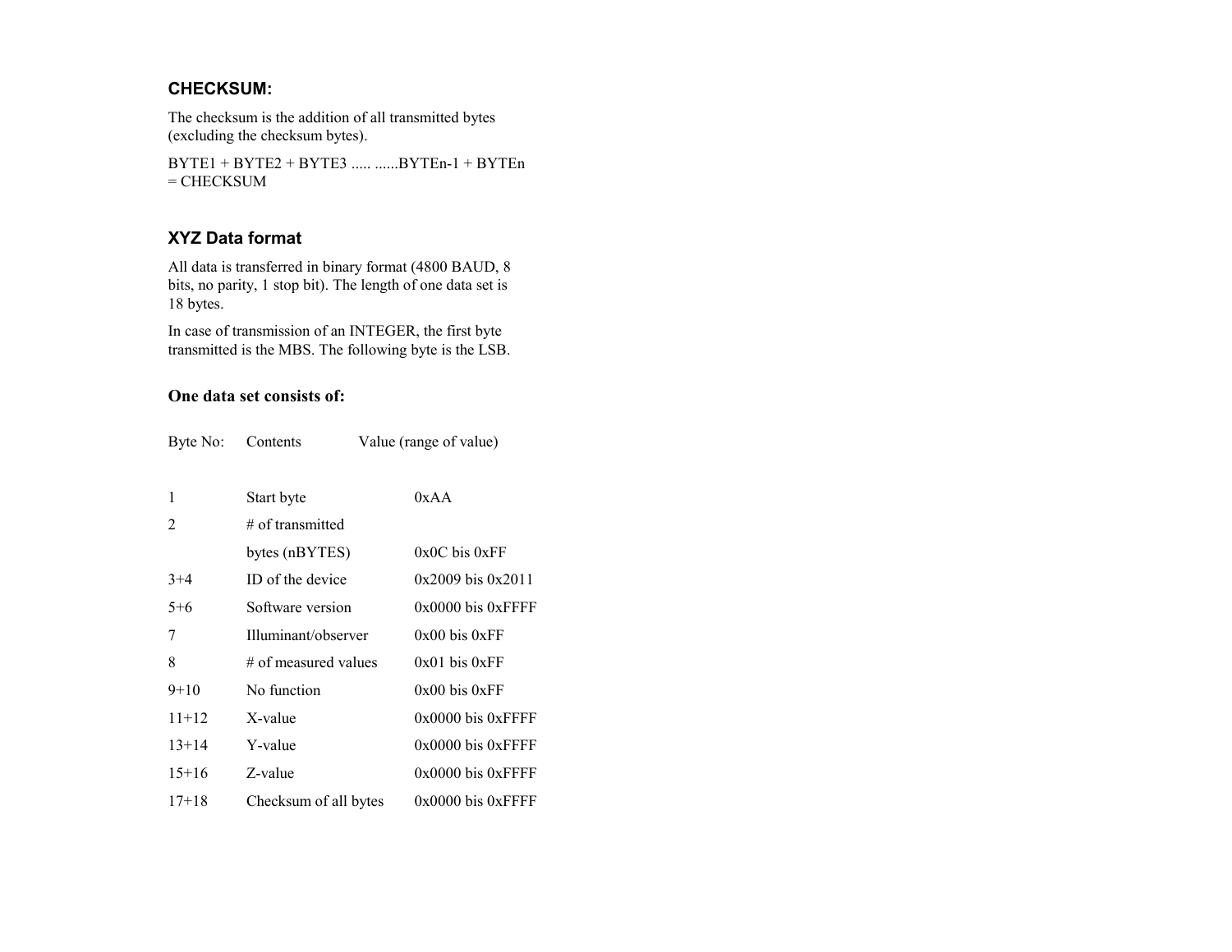### CHECKSUM:

The checksum is the addition of all transmitted bytes (excluding the checksum bytes).

BYTE1 + BYTE2 + BYTE3 ..... ......BYTEn-1 + BYTEn = CHECKSUM

### XYZ Data format

All data is transferred in binary format (4800 BAUD, 8 bits, no parity, 1 stop bit). The length of one data set is 18 bytes.

In case of transmission of an INTEGER, the first byte transmitted is the MBS. The following byte is the LSB.

**One data set consists of:**

| Byte No: | Contents | Value (range of value) |
|---|---|---|
| 1 | Start byte | 0xAA |
| 2 | # of transmitted bytes (nBYTES) | 0x0C bis 0xFF |
| 3+4 | ID of the device | 0x2009 bis 0x2011 |
| 5+6 | Software version | 0x0000 bis 0xFFFF |
| 7 | Illuminant/observer | 0x00 bis 0xFF |
| 8 | # of measured values | 0x01 bis 0xFF |
| 9+10 | No function | 0x00 bis 0xFF |
| 11+12 | X-value | 0x0000 bis 0xFFFF |
| 13+14 | Y-value | 0x0000 bis 0xFFFF |
| 15+16 | Z-value | 0x0000 bis 0xFFFF |
| 17+18 | Checksum of all bytes | 0x0000 bis 0xFFFF |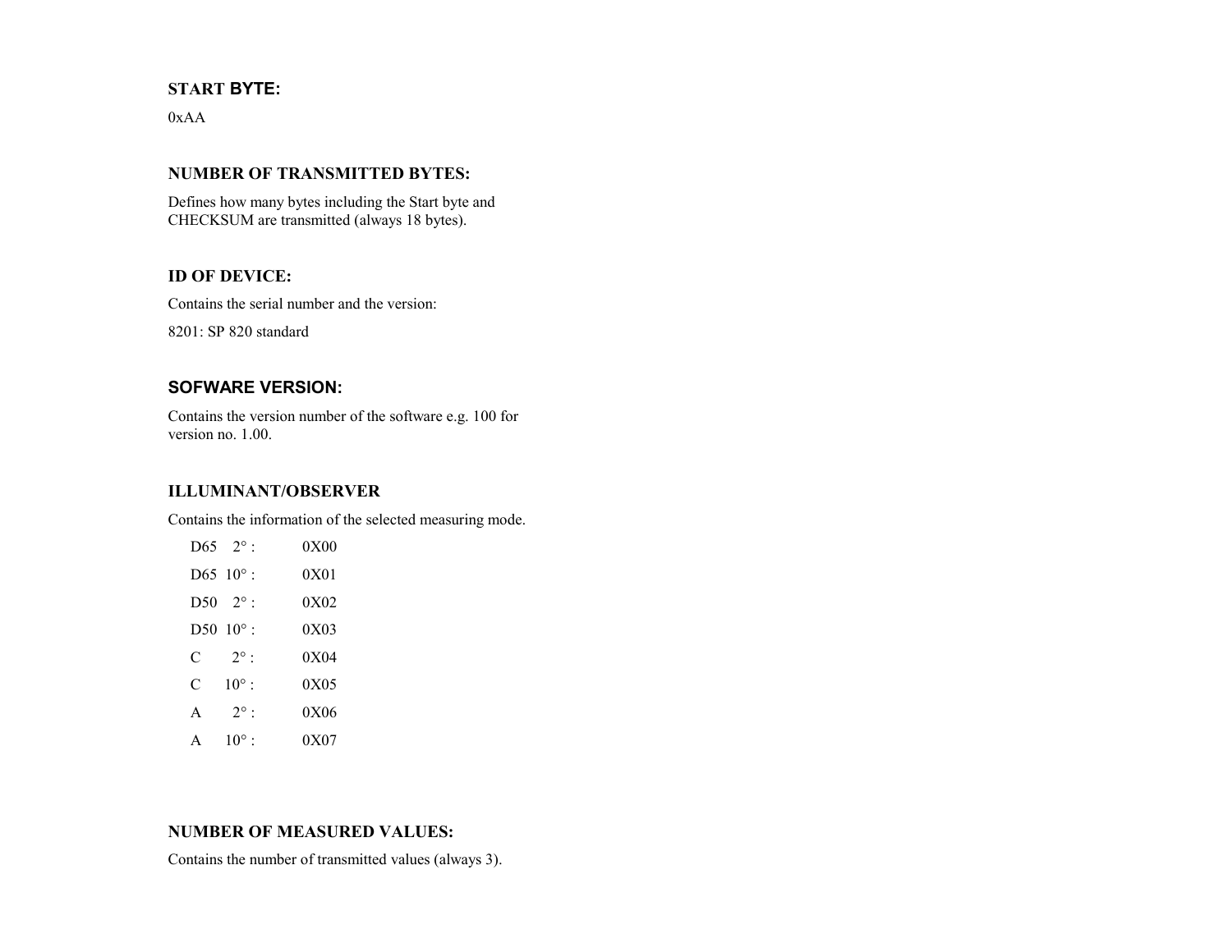### START BYTE:

0xAA

### NUMBER OF TRANSMITTED BYTES:

Defines how many bytes including the Start byte and CHECKSUM are transmitted (always 18 bytes).

### ID OF DEVICE:

Contains the serial number and the version:

8201: SP 820 standard

### SOFWARE VERSION:

Contains the version number of the software e.g. 100 for version no. 1.00.

### ILLUMINANT/OBSERVER

Contains the information of the selected measuring mode.

| | | |
|---|---|---|
| D65 | 2° : | 0X00 |
| D65 | 10° : | 0X01 |
| D50 | 2° : | 0X02 |
| D50 | 10° : | 0X03 |
| C | 2° : | 0X04 |
| C | 10° : | 0X05 |
| A | 2° : | 0X06 |
| A | 10° : | 0X07 |

### NUMBER OF MEASURED VALUES:

Contains the number of transmitted values (always 3).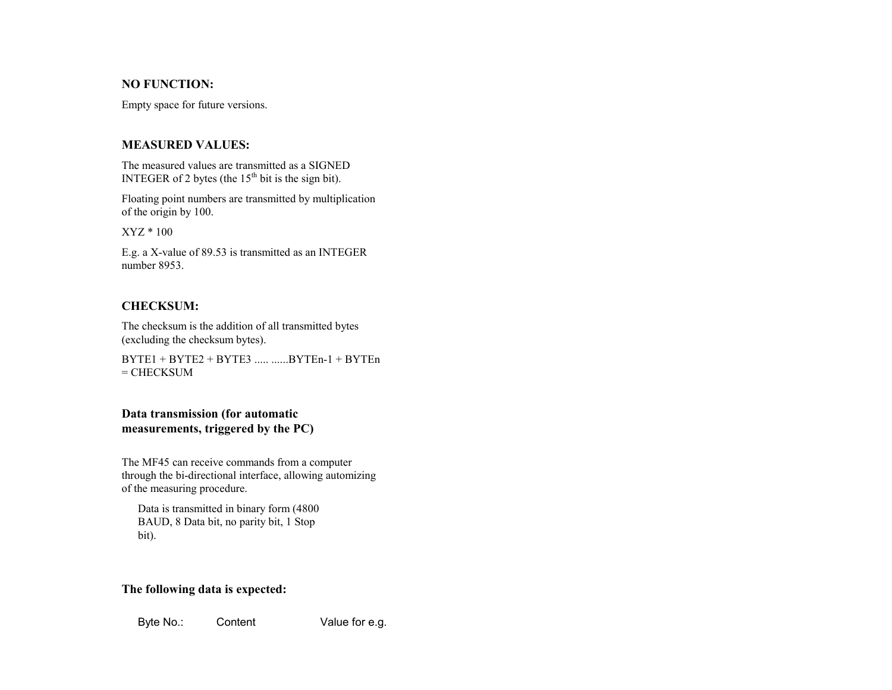### NO FUNCTION:

Empty space for future versions.

### MEASURED VALUES:

The measured values are transmitted as a SIGNED INTEGER of 2 bytes (the $15^{th}$ bit is the sign bit).

Floating point numbers are transmitted by multiplication of the origin by 100.

XYZ * 100

E.g. a X-value of 89.53 is transmitted as an INTEGER number 8953.

### CHECKSUM:

The checksum is the addition of all transmitted bytes (excluding the checksum bytes).

BYTE1 + BYTE2 + BYTE3 ..... ......BYTEn-1 + BYTEn = CHECKSUM

### Data transmission (for automatic measurements, triggered by the PC)

The MF45 can receive commands from a computer through the bi-directional interface, allowing automizing of the measuring procedure.

Data is transmitted in binary form (4800 BAUD, 8 Data bit, no parity bit, 1 Stop bit).

### The following data is expected:

| Byte No.: | Content | Value for e.g. |
|---|---|---|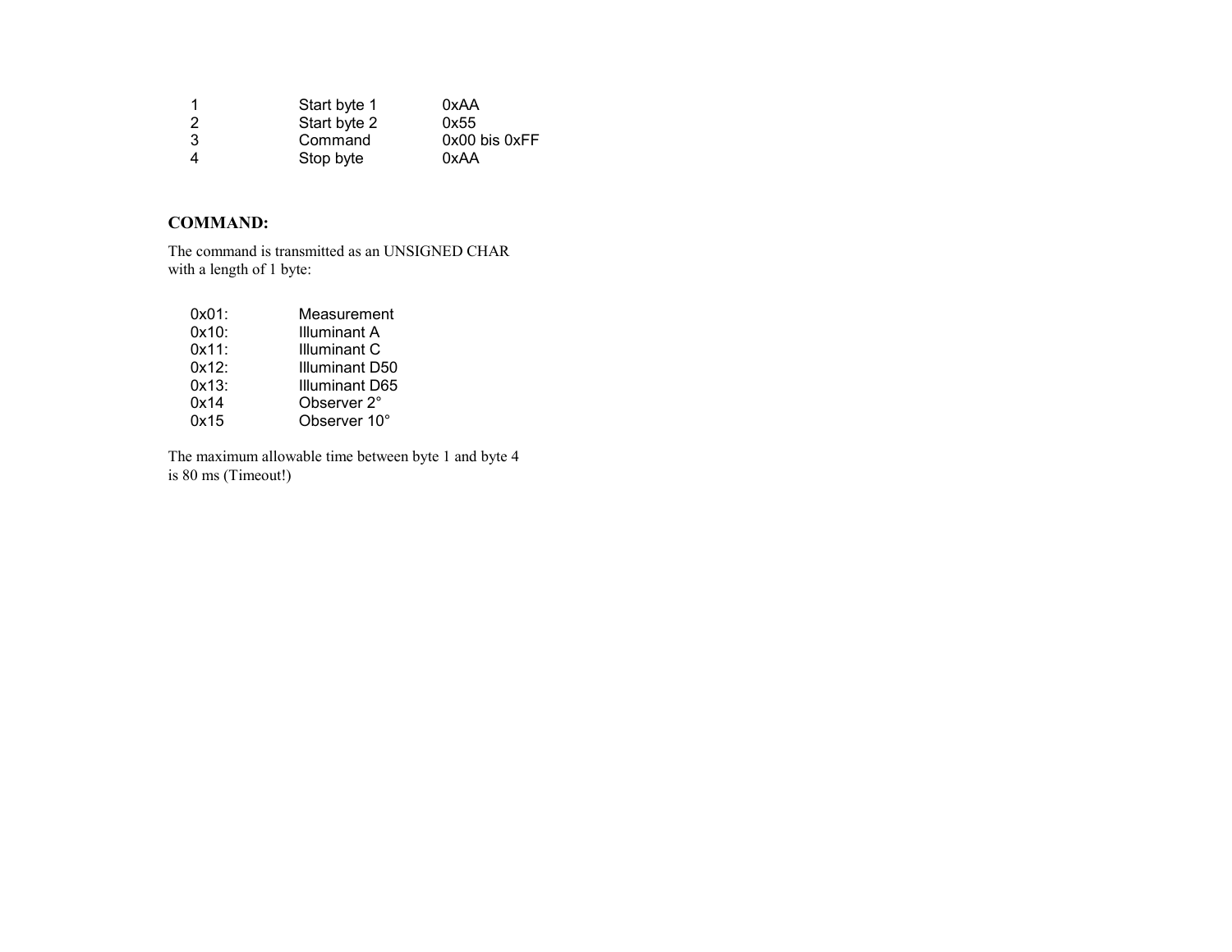| | | |
|---|---|---|
| 1 | Start byte 1 | 0xAA |
| 2 | Start byte 2 | 0x55 |
| 3 | Command | 0x00 bis 0xFF |
| 4 | Stop byte | 0xAA |

**COMMAND:**

The command is transmitted as an UNSIGNED CHAR with a length of 1 byte:

| | |
|---|---|
| 0x01: | Measurement |
| 0x10: | Illuminant A |
| 0x11: | Illuminant C |
| 0x12: | Illuminant D50 |
| 0x13: | Illuminant D65 |
| 0x14 | Observer 2° |
| 0x15 | Observer 10° |

The maximum allowable time between byte 1 and byte 4 is 80 ms (Timeout!)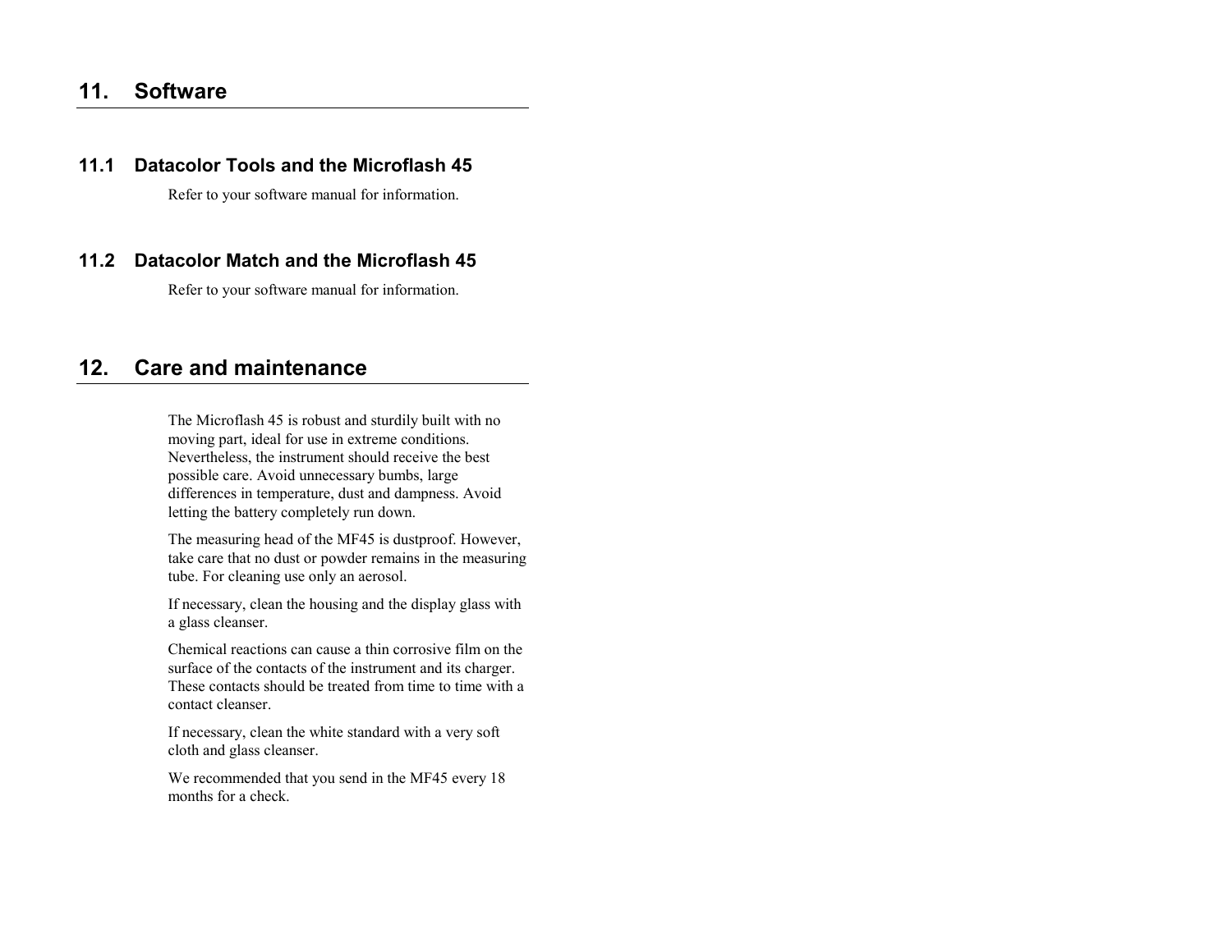# 11. Software

## 11.1 Datacolor Tools and the Microflash 45

Refer to your software manual for information.

## 11.2 Datacolor Match and the Microflash 45

Refer to your software manual for information.

# 12. Care and maintenance

The Microflash 45 is robust and sturdily built with no moving part, ideal for use in extreme conditions. Nevertheless, the instrument should receive the best possible care. Avoid unnecessary bumbs, large differences in temperature, dust and dampness. Avoid letting the battery completely run down.

The measuring head of the MF45 is dustproof. However, take care that no dust or powder remains in the measuring tube. For cleaning use only an aerosol.

If necessary, clean the housing and the display glass with a glass cleanser.

Chemical reactions can cause a thin corrosive film on the surface of the contacts of the instrument and its charger. These contacts should be treated from time to time with a contact cleanser.

If necessary, clean the white standard with a very soft cloth and glass cleanser.

We recommended that you send in the MF45 every 18 months for a check.